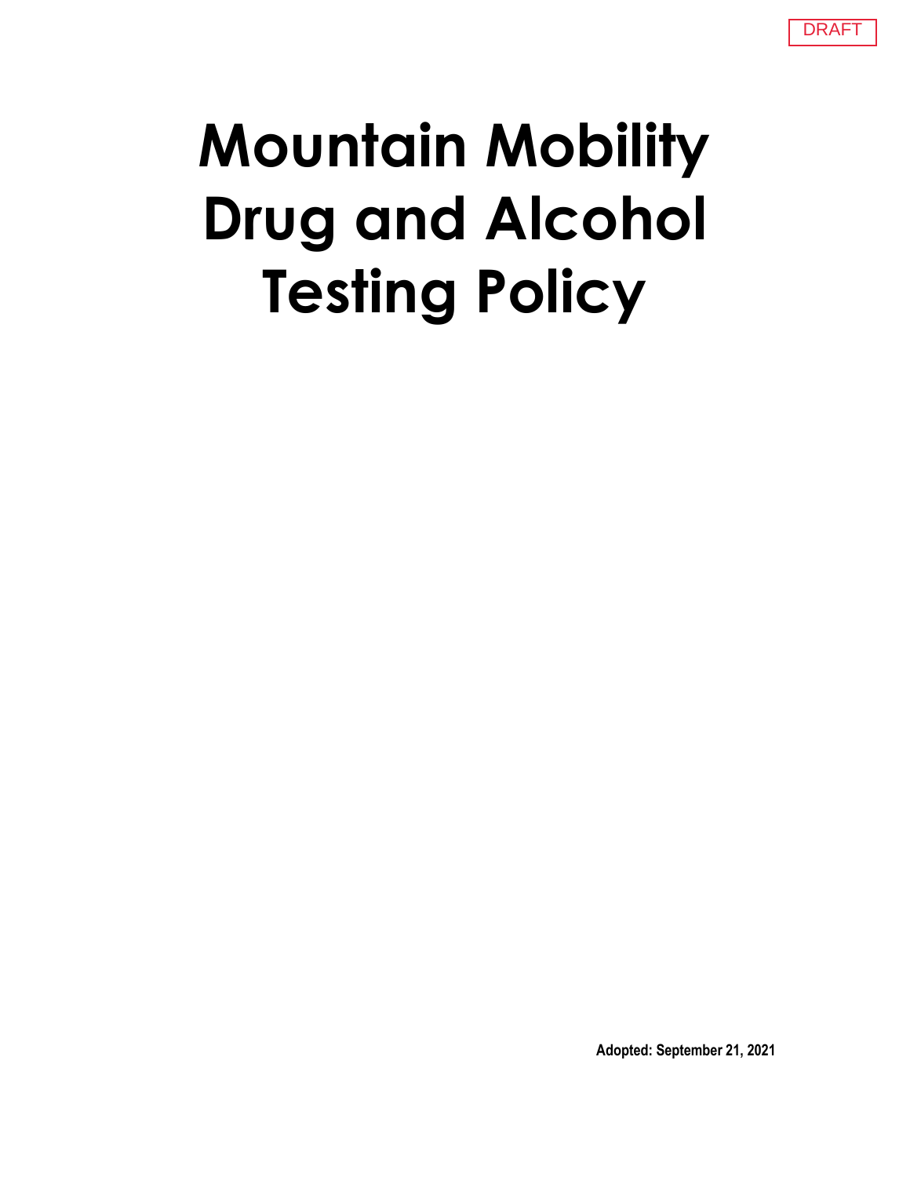DRAFT

# Mountain Mobility Drug and Alcohol Testing Policy

**Adopted: September 21, 2021**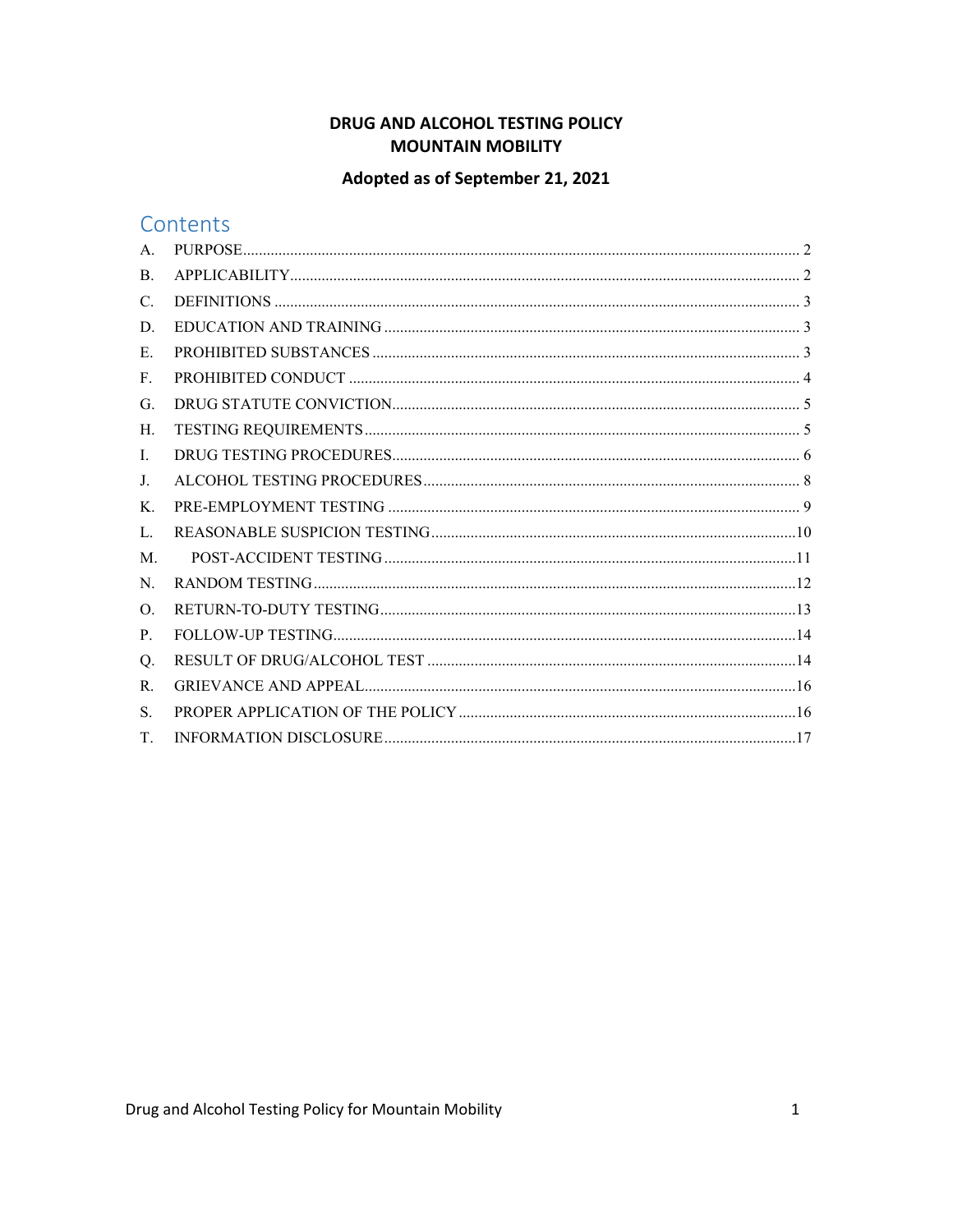# DRUG AND ALCOHOL TESTING POLICY
# MOUNTAIN MOBILITY

## Adopted as of September 21, 2021

## Contents

A. PURPOSE ... 2
B. APPLICABILITY ... 2
C. DEFINITIONS ... 3
D. EDUCATION AND TRAINING ... 3
E. PROHIBITED SUBSTANCES ... 3
F. PROHIBITED CONDUCT ... 4
G. DRUG STATUTE CONVICTION ... 5
H. TESTING REQUIREMENTS ... 5
I. DRUG TESTING PROCEDURES ... 6
J. ALCOHOL TESTING PROCEDURES ... 8
K. PRE-EMPLOYMENT TESTING ... 9
L. REASONABLE SUSPICION TESTING ... 10
M. POST-ACCIDENT TESTING ... 11
N. RANDOM TESTING ... 12
O. RETURN-TO-DUTY TESTING ... 13
P. FOLLOW-UP TESTING ... 14
Q. RESULT OF DRUG/ALCOHOL TEST ... 14
R. GRIEVANCE AND APPEAL ... 16
S. PROPER APPLICATION OF THE POLICY ... 16
T. INFORMATION DISCLOSURE ... 17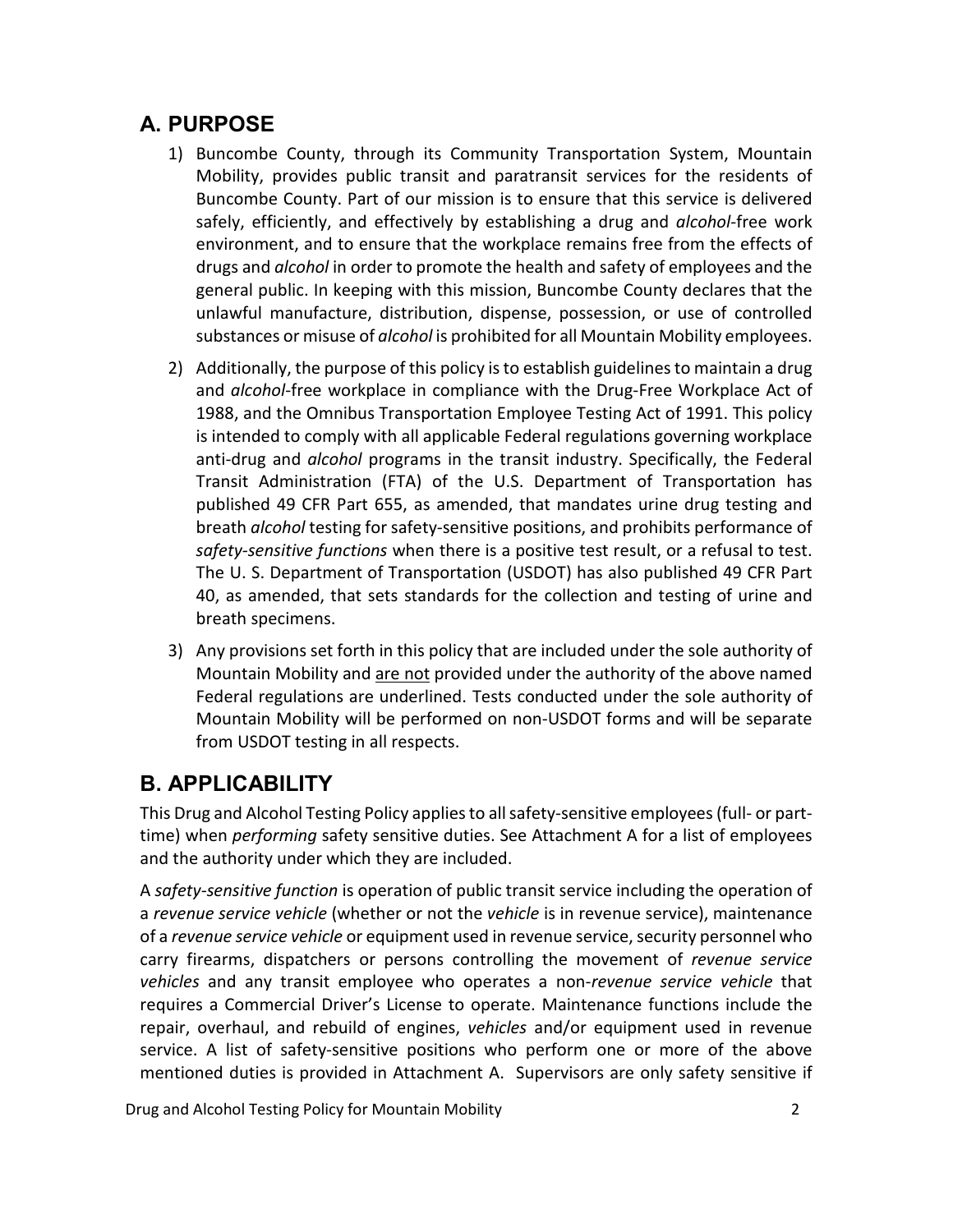## A. PURPOSE

1) Buncombe County, through its Community Transportation System, Mountain Mobility, provides public transit and paratransit services for the residents of Buncombe County. Part of our mission is to ensure that this service is delivered safely, efficiently, and effectively by establishing a drug and *alcohol*-free work environment, and to ensure that the workplace remains free from the effects of drugs and *alcohol* in order to promote the health and safety of employees and the general public. In keeping with this mission, Buncombe County declares that the unlawful manufacture, distribution, dispense, possession, or use of controlled substances or misuse of *alcohol* is prohibited for all Mountain Mobility employees.

2) Additionally, the purpose of this policy is to establish guidelines to maintain a drug and *alcohol*-free workplace in compliance with the Drug-Free Workplace Act of 1988, and the Omnibus Transportation Employee Testing Act of 1991. This policy is intended to comply with all applicable Federal regulations governing workplace anti-drug and *alcohol* programs in the transit industry. Specifically, the Federal Transit Administration (FTA) of the U.S. Department of Transportation has published 49 CFR Part 655, as amended, that mandates urine drug testing and breath *alcohol* testing for safety-sensitive positions, and prohibits performance of *safety-sensitive functions* when there is a positive test result, or a refusal to test. The U. S. Department of Transportation (USDOT) has also published 49 CFR Part 40, as amended, that sets standards for the collection and testing of urine and breath specimens.

3) Any provisions set forth in this policy that are included under the sole authority of Mountain Mobility and <u>are not</u> provided under the authority of the above named Federal regulations are underlined. Tests conducted under the sole authority of Mountain Mobility will be performed on non-USDOT forms and will be separate from USDOT testing in all respects.

## B. APPLICABILITY

This Drug and Alcohol Testing Policy applies to all safety-sensitive employees (full- or part-time) when *performing* safety sensitive duties. See Attachment A for a list of employees and the authority under which they are included.

A *safety-sensitive function* is operation of public transit service including the operation of a *revenue service vehicle* (whether or not the *vehicle* is in revenue service), maintenance of a *revenue service vehicle* or equipment used in revenue service, security personnel who carry firearms, dispatchers or persons controlling the movement of *revenue service vehicles* and any transit employee who operates a non-*revenue service vehicle* that requires a Commercial Driver's License to operate. Maintenance functions include the repair, overhaul, and rebuild of engines, *vehicles* and/or equipment used in revenue service. A list of safety-sensitive positions who perform one or more of the above mentioned duties is provided in Attachment A. Supervisors are only safety sensitive if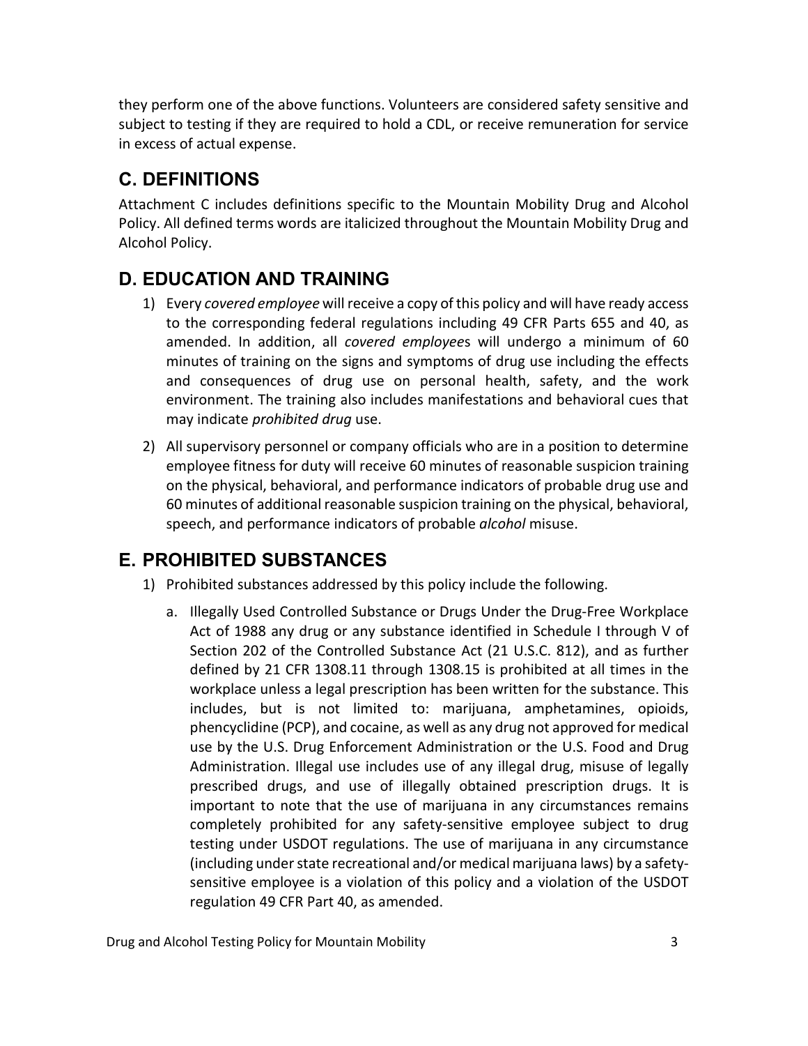they perform one of the above functions. Volunteers are considered safety sensitive and subject to testing if they are required to hold a CDL, or receive remuneration for service in excess of actual expense.

## C. DEFINITIONS

Attachment C includes definitions specific to the Mountain Mobility Drug and Alcohol Policy. All defined terms words are italicized throughout the Mountain Mobility Drug and Alcohol Policy.

## D. EDUCATION AND TRAINING

1) Every *covered employee* will receive a copy of this policy and will have ready access to the corresponding federal regulations including 49 CFR Parts 655 and 40, as amended. In addition, all *covered employee*s will undergo a minimum of 60 minutes of training on the signs and symptoms of drug use including the effects and consequences of drug use on personal health, safety, and the work environment. The training also includes manifestations and behavioral cues that may indicate *prohibited drug* use.

2) All supervisory personnel or company officials who are in a position to determine employee fitness for duty will receive 60 minutes of reasonable suspicion training on the physical, behavioral, and performance indicators of probable drug use and 60 minutes of additional reasonable suspicion training on the physical, behavioral, speech, and performance indicators of probable *alcohol* misuse.

## E. PROHIBITED SUBSTANCES

1) Prohibited substances addressed by this policy include the following.

   a. Illegally Used Controlled Substance or Drugs Under the Drug-Free Workplace Act of 1988 any drug or any substance identified in Schedule I through V of Section 202 of the Controlled Substance Act (21 U.S.C. 812), and as further defined by 21 CFR 1308.11 through 1308.15 is prohibited at all times in the workplace unless a legal prescription has been written for the substance. This includes, but is not limited to: marijuana, amphetamines, opioids, phencyclidine (PCP), and cocaine, as well as any drug not approved for medical use by the U.S. Drug Enforcement Administration or the U.S. Food and Drug Administration. Illegal use includes use of any illegal drug, misuse of legally prescribed drugs, and use of illegally obtained prescription drugs. It is important to note that the use of marijuana in any circumstances remains completely prohibited for any safety-sensitive employee subject to drug testing under USDOT regulations. The use of marijuana in any circumstance (including under state recreational and/or medical marijuana laws) by a safety-sensitive employee is a violation of this policy and a violation of the USDOT regulation 49 CFR Part 40, as amended.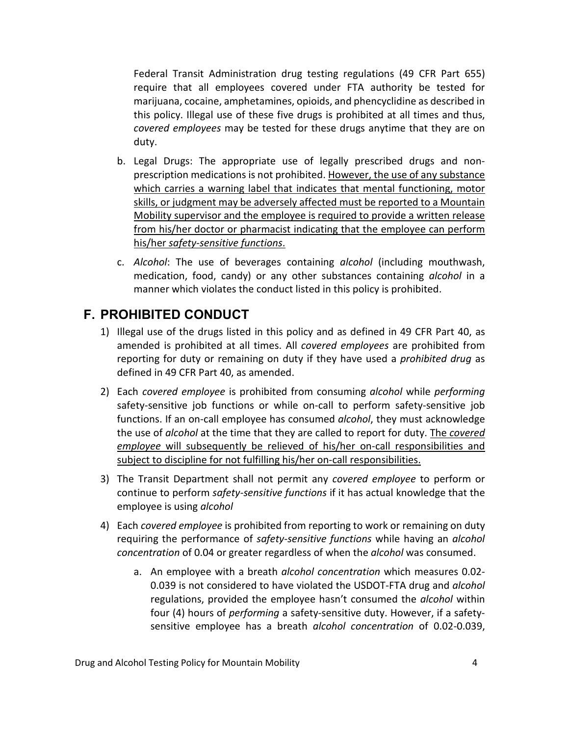Federal Transit Administration drug testing regulations (49 CFR Part 655) require that all employees covered under FTA authority be tested for marijuana, cocaine, amphetamines, opioids, and phencyclidine as described in this policy. Illegal use of these five drugs is prohibited at all times and thus, *covered employees* may be tested for these drugs anytime that they are on duty.

b. Legal Drugs: The appropriate use of legally prescribed drugs and non-prescription medications is not prohibited. <u>However, the use of any substance which carries a warning label that indicates that mental functioning, motor skills, or judgment may be adversely affected must be reported to a Mountain Mobility supervisor and the employee is required to provide a written release from his/her doctor or pharmacist indicating that the employee can perform his/her *safety-sensitive functions*.</u>

c. *Alcohol*: The use of beverages containing *alcohol* (including mouthwash, medication, food, candy) or any other substances containing *alcohol* in a manner which violates the conduct listed in this policy is prohibited.

## F. PROHIBITED CONDUCT

1) Illegal use of the drugs listed in this policy and as defined in 49 CFR Part 40, as amended is prohibited at all times. All *covered employees* are prohibited from reporting for duty or remaining on duty if they have used a *prohibited drug* as defined in 49 CFR Part 40, as amended.

2) Each *covered employee* is prohibited from consuming *alcohol* while *performing* safety-sensitive job functions or while on-call to perform safety-sensitive job functions. If an on-call employee has consumed *alcohol*, they must acknowledge the use of *alcohol* at the time that they are called to report for duty. <u>The *covered employee* will subsequently be relieved of his/her on-call responsibilities and subject to discipline for not fulfilling his/her on-call responsibilities.</u>

3) The Transit Department shall not permit any *covered employee* to perform or continue to perform *safety-sensitive functions* if it has actual knowledge that the employee is using *alcohol*

4) Each *covered employee* is prohibited from reporting to work or remaining on duty requiring the performance of *safety-sensitive functions* while having an *alcohol concentration* of 0.04 or greater regardless of when the *alcohol* was consumed.

   a. An employee with a breath *alcohol concentration* which measures 0.02-0.039 is not considered to have violated the USDOT-FTA drug and *alcohol* regulations, provided the employee hasn't consumed the *alcohol* within four (4) hours of *performing* a safety-sensitive duty. However, if a safety-sensitive employee has a breath *alcohol concentration* of 0.02-0.039,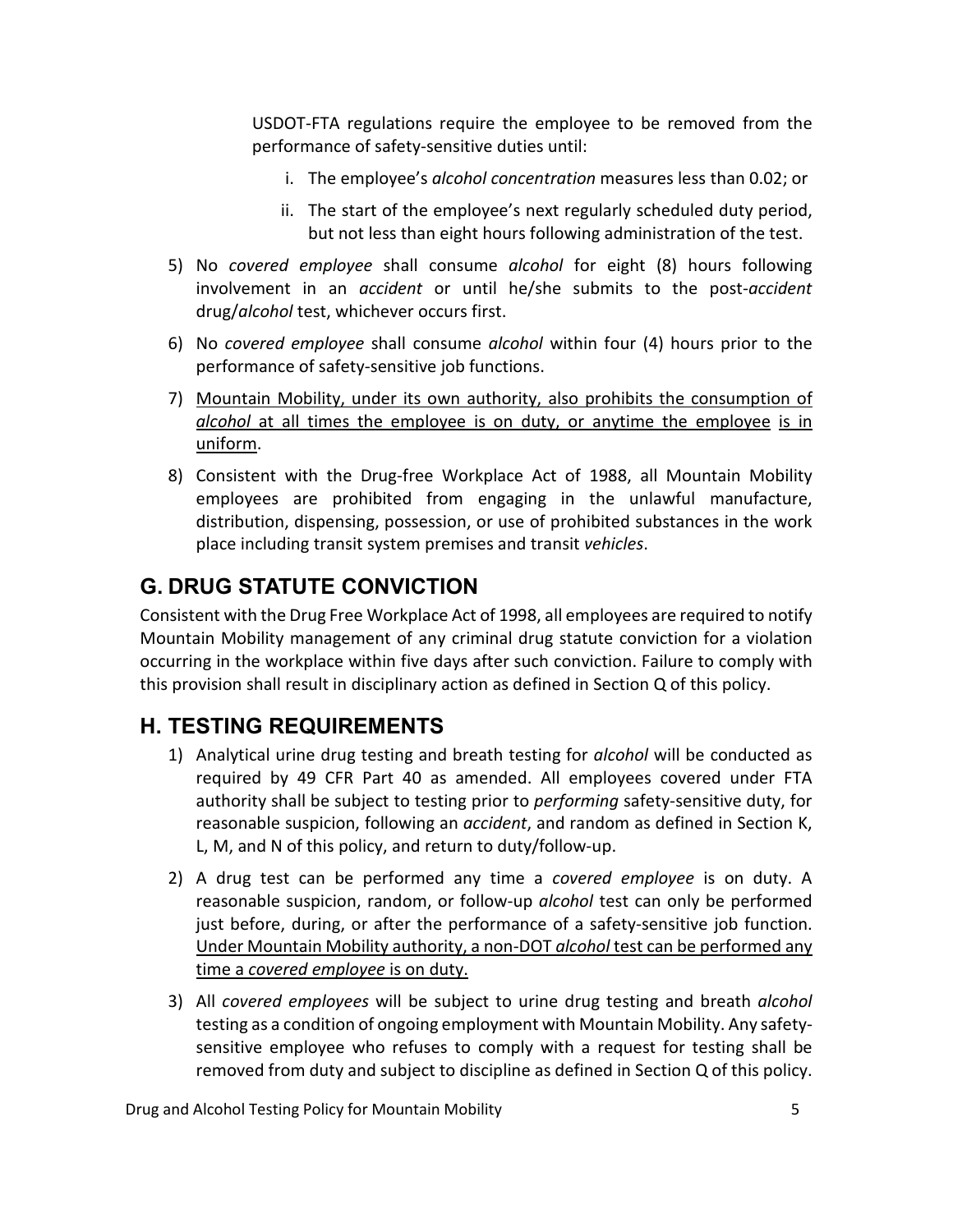USDOT-FTA regulations require the employee to be removed from the performance of safety-sensitive duties until:

   i. The employee's *alcohol concentration* measures less than 0.02; or

   ii. The start of the employee's next regularly scheduled duty period, but not less than eight hours following administration of the test.

5) No *covered employee* shall consume *alcohol* for eight (8) hours following involvement in an *accident* or until he/she submits to the post-*accident* drug/*alcohol* test, whichever occurs first.

6) No *covered employee* shall consume *alcohol* within four (4) hours prior to the performance of safety-sensitive job functions.

7) <u>Mountain Mobility, under its own authority, also prohibits the consumption of *alcohol* at all times the employee is on duty, or anytime the employee is in uniform</u>.

8) Consistent with the Drug-free Workplace Act of 1988, all Mountain Mobility employees are prohibited from engaging in the unlawful manufacture, distribution, dispensing, possession, or use of prohibited substances in the work place including transit system premises and transit *vehicles*.

## G. DRUG STATUTE CONVICTION

Consistent with the Drug Free Workplace Act of 1998, all employees are required to notify Mountain Mobility management of any criminal drug statute conviction for a violation occurring in the workplace within five days after such conviction. Failure to comply with this provision shall result in disciplinary action as defined in Section Q of this policy.

## H. TESTING REQUIREMENTS

1) Analytical urine drug testing and breath testing for *alcohol* will be conducted as required by 49 CFR Part 40 as amended. All employees covered under FTA authority shall be subject to testing prior to *performing* safety-sensitive duty, for reasonable suspicion, following an *accident*, and random as defined in Section K, L, M, and N of this policy, and return to duty/follow-up.

2) A drug test can be performed any time a *covered employee* is on duty. A reasonable suspicion, random, or follow-up *alcohol* test can only be performed just before, during, or after the performance of a safety-sensitive job function. <u>Under Mountain Mobility authority, a non-DOT *alcohol* test can be performed any time a *covered employee* is on duty.</u>

3) All *covered employees* will be subject to urine drug testing and breath *alcohol* testing as a condition of ongoing employment with Mountain Mobility. Any safety-sensitive employee who refuses to comply with a request for testing shall be removed from duty and subject to discipline as defined in Section Q of this policy.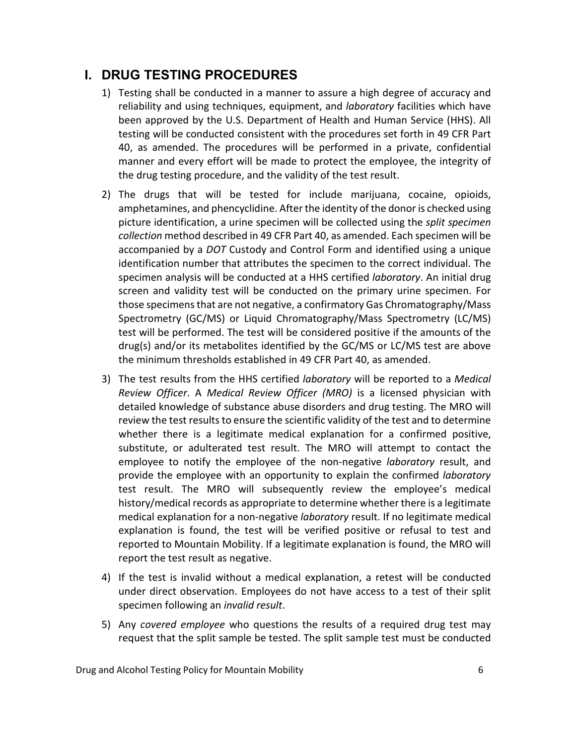## I. DRUG TESTING PROCEDURES

1) Testing shall be conducted in a manner to assure a high degree of accuracy and reliability and using techniques, equipment, and *laboratory* facilities which have been approved by the U.S. Department of Health and Human Service (HHS). All testing will be conducted consistent with the procedures set forth in 49 CFR Part 40, as amended. The procedures will be performed in a private, confidential manner and every effort will be made to protect the employee, the integrity of the drug testing procedure, and the validity of the test result.

2) The drugs that will be tested for include marijuana, cocaine, opioids, amphetamines, and phencyclidine. After the identity of the donor is checked using picture identification, a urine specimen will be collected using the *split specimen collection* method described in 49 CFR Part 40, as amended. Each specimen will be accompanied by a *DOT* Custody and Control Form and identified using a unique identification number that attributes the specimen to the correct individual. The specimen analysis will be conducted at a HHS certified *laboratory*. An initial drug screen and validity test will be conducted on the primary urine specimen. For those specimens that are not negative, a confirmatory Gas Chromatography/Mass Spectrometry (GC/MS) or Liquid Chromatography/Mass Spectrometry (LC/MS) test will be performed. The test will be considered positive if the amounts of the drug(s) and/or its metabolites identified by the GC/MS or LC/MS test are above the minimum thresholds established in 49 CFR Part 40, as amended.

3) The test results from the HHS certified *laboratory* will be reported to a *Medical Review Officer*. A *Medical Review Officer (MRO)* is a licensed physician with detailed knowledge of substance abuse disorders and drug testing. The MRO will review the test results to ensure the scientific validity of the test and to determine whether there is a legitimate medical explanation for a confirmed positive, substitute, or adulterated test result. The MRO will attempt to contact the employee to notify the employee of the non-negative *laboratory* result, and provide the employee with an opportunity to explain the confirmed *laboratory* test result. The MRO will subsequently review the employee's medical history/medical records as appropriate to determine whether there is a legitimate medical explanation for a non-negative *laboratory* result. If no legitimate medical explanation is found, the test will be verified positive or refusal to test and reported to Mountain Mobility. If a legitimate explanation is found, the MRO will report the test result as negative.

4) If the test is invalid without a medical explanation, a retest will be conducted under direct observation. Employees do not have access to a test of their split specimen following an *invalid result*.

5) Any *covered employee* who questions the results of a required drug test may request that the split sample be tested. The split sample test must be conducted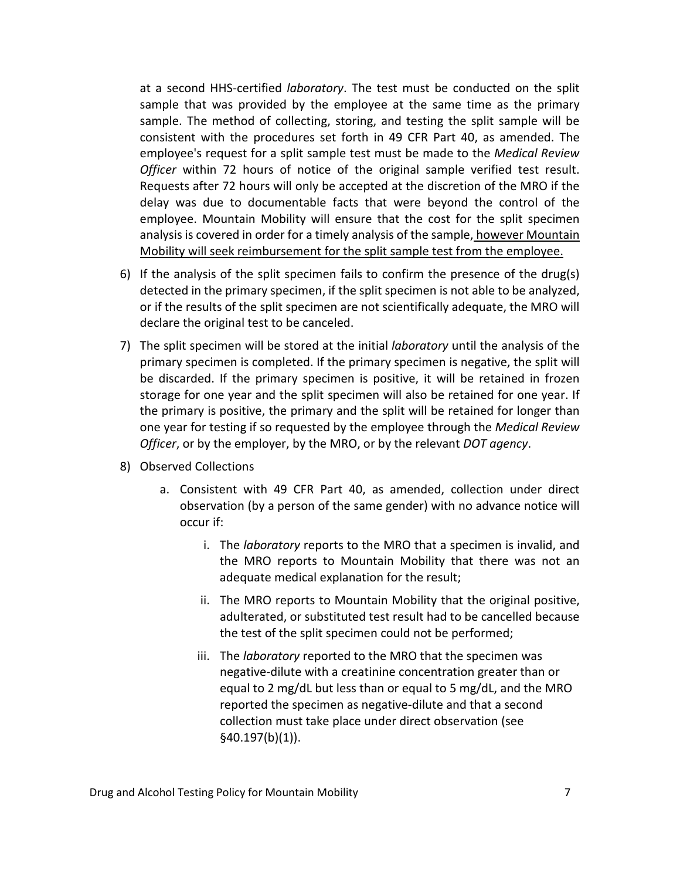at a second HHS-certified *laboratory*. The test must be conducted on the split sample that was provided by the employee at the same time as the primary sample. The method of collecting, storing, and testing the split sample will be consistent with the procedures set forth in 49 CFR Part 40, as amended. The employee's request for a split sample test must be made to the *Medical Review Officer* within 72 hours of notice of the original sample verified test result. Requests after 72 hours will only be accepted at the discretion of the MRO if the delay was due to documentable facts that were beyond the control of the employee. Mountain Mobility will ensure that the cost for the split specimen analysis is covered in order for a timely analysis of the sample, <u>however Mountain Mobility will seek reimbursement for the split sample test from the employee.</u>

6) If the analysis of the split specimen fails to confirm the presence of the drug(s) detected in the primary specimen, if the split specimen is not able to be analyzed, or if the results of the split specimen are not scientifically adequate, the MRO will declare the original test to be canceled.

7) The split specimen will be stored at the initial *laboratory* until the analysis of the primary specimen is completed. If the primary specimen is negative, the split will be discarded. If the primary specimen is positive, it will be retained in frozen storage for one year and the split specimen will also be retained for one year. If the primary is positive, the primary and the split will be retained for longer than one year for testing if so requested by the employee through the *Medical Review Officer*, or by the employer, by the MRO, or by the relevant *DOT agency*.

8) Observed Collections

   a. Consistent with 49 CFR Part 40, as amended, collection under direct observation (by a person of the same gender) with no advance notice will occur if:

      i. The *laboratory* reports to the MRO that a specimen is invalid, and the MRO reports to Mountain Mobility that there was not an adequate medical explanation for the result;

      ii. The MRO reports to Mountain Mobility that the original positive, adulterated, or substituted test result had to be cancelled because the test of the split specimen could not be performed;

      iii. The *laboratory* reported to the MRO that the specimen was negative-dilute with a creatinine concentration greater than or equal to 2 mg/dL but less than or equal to 5 mg/dL, and the MRO reported the specimen as negative-dilute and that a second collection must take place under direct observation (see §40.197(b)(1)).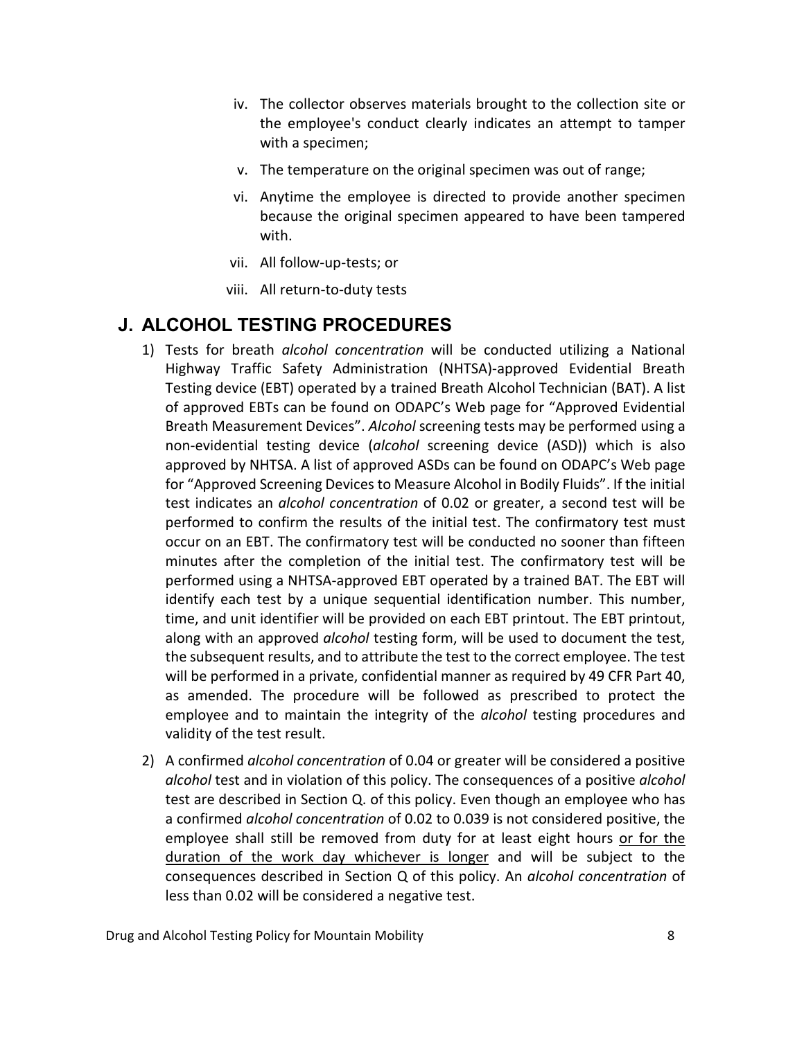iv. The collector observes materials brought to the collection site or the employee's conduct clearly indicates an attempt to tamper with a specimen;

v. The temperature on the original specimen was out of range;

vi. Anytime the employee is directed to provide another specimen because the original specimen appeared to have been tampered with.

vii. All follow-up-tests; or

viii. All return-to-duty tests

## J. ALCOHOL TESTING PROCEDURES

1) Tests for breath *alcohol concentration* will be conducted utilizing a National Highway Traffic Safety Administration (NHTSA)-approved Evidential Breath Testing device (EBT) operated by a trained Breath Alcohol Technician (BAT). A list of approved EBTs can be found on ODAPC's Web page for "Approved Evidential Breath Measurement Devices". *Alcohol* screening tests may be performed using a non-evidential testing device (*alcohol* screening device (ASD)) which is also approved by NHTSA. A list of approved ASDs can be found on ODAPC's Web page for "Approved Screening Devices to Measure Alcohol in Bodily Fluids". If the initial test indicates an *alcohol concentration* of 0.02 or greater, a second test will be performed to confirm the results of the initial test. The confirmatory test must occur on an EBT. The confirmatory test will be conducted no sooner than fifteen minutes after the completion of the initial test. The confirmatory test will be performed using a NHTSA-approved EBT operated by a trained BAT. The EBT will identify each test by a unique sequential identification number. This number, time, and unit identifier will be provided on each EBT printout. The EBT printout, along with an approved *alcohol* testing form, will be used to document the test, the subsequent results, and to attribute the test to the correct employee. The test will be performed in a private, confidential manner as required by 49 CFR Part 40, as amended. The procedure will be followed as prescribed to protect the employee and to maintain the integrity of the *alcohol* testing procedures and validity of the test result.

2) A confirmed *alcohol concentration* of 0.04 or greater will be considered a positive *alcohol* test and in violation of this policy. The consequences of a positive *alcohol* test are described in Section Q. of this policy. Even though an employee who has a confirmed *alcohol concentration* of 0.02 to 0.039 is not considered positive, the employee shall still be removed from duty for at least eight hours <u>or for the duration of the work day whichever is longer</u> and will be subject to the consequences described in Section Q of this policy. An *alcohol concentration* of less than 0.02 will be considered a negative test.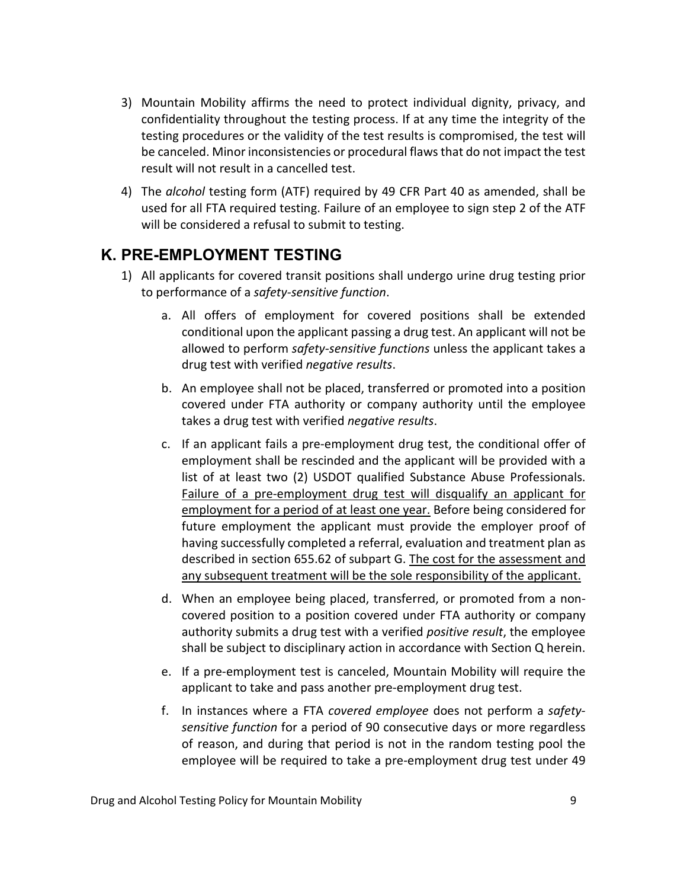3) Mountain Mobility affirms the need to protect individual dignity, privacy, and confidentiality throughout the testing process. If at any time the integrity of the testing procedures or the validity of the test results is compromised, the test will be canceled. Minor inconsistencies or procedural flaws that do not impact the test result will not result in a cancelled test.

4) The *alcohol* testing form (ATF) required by 49 CFR Part 40 as amended, shall be used for all FTA required testing. Failure of an employee to sign step 2 of the ATF will be considered a refusal to submit to testing.

## K. PRE-EMPLOYMENT TESTING

1) All applicants for covered transit positions shall undergo urine drug testing prior to performance of a *safety-sensitive function*.

   a. All offers of employment for covered positions shall be extended conditional upon the applicant passing a drug test. An applicant will not be allowed to perform *safety-sensitive functions* unless the applicant takes a drug test with verified *negative results*.

   b. An employee shall not be placed, transferred or promoted into a position covered under FTA authority or company authority until the employee takes a drug test with verified *negative results*.

   c. If an applicant fails a pre-employment drug test, the conditional offer of employment shall be rescinded and the applicant will be provided with a list of at least two (2) USDOT qualified Substance Abuse Professionals. <u>Failure of a pre-employment drug test will disqualify an applicant for employment for a period of at least one year.</u> Before being considered for future employment the applicant must provide the employer proof of having successfully completed a referral, evaluation and treatment plan as described in section 655.62 of subpart G. <u>The cost for the assessment and any subsequent treatment will be the sole responsibility of the applicant.</u>

   d. When an employee being placed, transferred, or promoted from a non-covered position to a position covered under FTA authority or company authority submits a drug test with a verified *positive result*, the employee shall be subject to disciplinary action in accordance with Section Q herein.

   e. If a pre-employment test is canceled, Mountain Mobility will require the applicant to take and pass another pre-employment drug test.

   f. In instances where a FTA *covered employee* does not perform a *safety-sensitive function* for a period of 90 consecutive days or more regardless of reason, and during that period is not in the random testing pool the employee will be required to take a pre-employment drug test under 49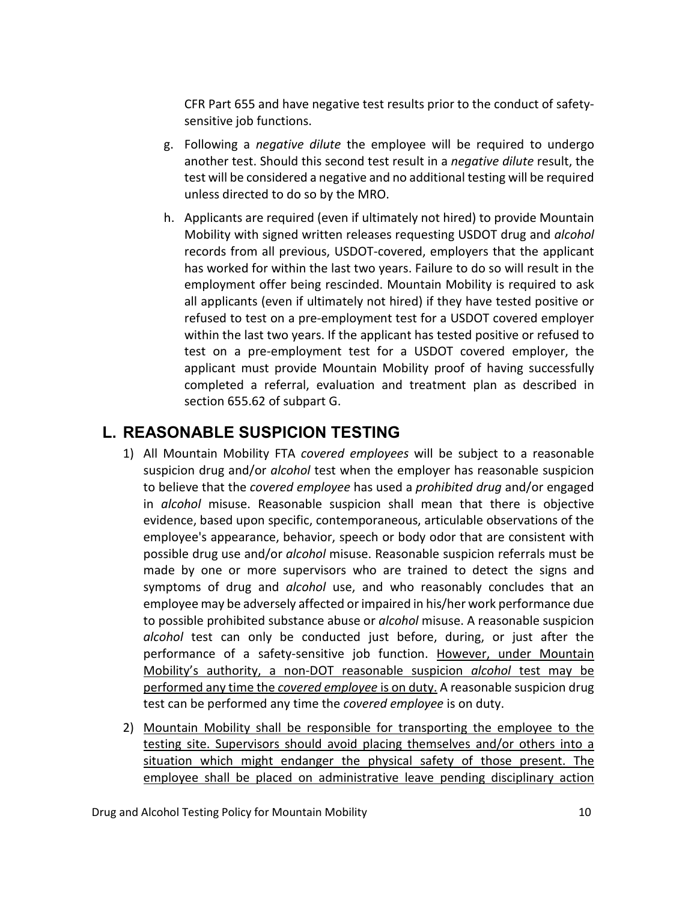CFR Part 655 and have negative test results prior to the conduct of safety-sensitive job functions.

g. Following a *negative dilute* the employee will be required to undergo another test. Should this second test result in a *negative dilute* result, the test will be considered a negative and no additional testing will be required unless directed to do so by the MRO.

h. Applicants are required (even if ultimately not hired) to provide Mountain Mobility with signed written releases requesting USDOT drug and *alcohol* records from all previous, USDOT-covered, employers that the applicant has worked for within the last two years. Failure to do so will result in the employment offer being rescinded. Mountain Mobility is required to ask all applicants (even if ultimately not hired) if they have tested positive or refused to test on a pre-employment test for a USDOT covered employer within the last two years. If the applicant has tested positive or refused to test on a pre-employment test for a USDOT covered employer, the applicant must provide Mountain Mobility proof of having successfully completed a referral, evaluation and treatment plan as described in section 655.62 of subpart G.

## L. REASONABLE SUSPICION TESTING

1) All Mountain Mobility FTA *covered employees* will be subject to a reasonable suspicion drug and/or *alcohol* test when the employer has reasonable suspicion to believe that the *covered employee* has used a *prohibited drug* and/or engaged in *alcohol* misuse. Reasonable suspicion shall mean that there is objective evidence, based upon specific, contemporaneous, articulable observations of the employee's appearance, behavior, speech or body odor that are consistent with possible drug use and/or *alcohol* misuse. Reasonable suspicion referrals must be made by one or more supervisors who are trained to detect the signs and symptoms of drug and *alcohol* use, and who reasonably concludes that an employee may be adversely affected or impaired in his/her work performance due to possible prohibited substance abuse or *alcohol* misuse. A reasonable suspicion *alcohol* test can only be conducted just before, during, or just after the performance of a safety-sensitive job function. <u>However, under Mountain Mobility's authority, a non-DOT reasonable suspicion *alcohol* test may be performed any time the *covered employee* is on duty.</u> A reasonable suspicion drug test can be performed any time the *covered employee* is on duty.

2) <u>Mountain Mobility shall be responsible for transporting the employee to the testing site. Supervisors should avoid placing themselves and/or others into a situation which might endanger the physical safety of those present. The employee shall be placed on administrative leave pending disciplinary action</u>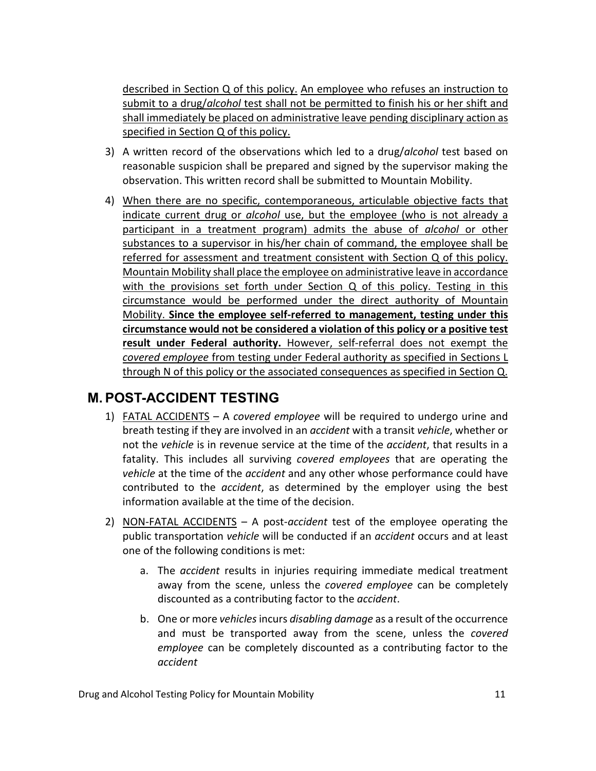described in Section Q of this policy. An employee who refuses an instruction to submit to a drug/*alcohol* test shall not be permitted to finish his or her shift and shall immediately be placed on administrative leave pending disciplinary action as specified in Section Q of this policy.

3) A written record of the observations which led to a drug/*alcohol* test based on reasonable suspicion shall be prepared and signed by the supervisor making the observation. This written record shall be submitted to Mountain Mobility.

4) When there are no specific, contemporaneous, articulable objective facts that indicate current drug or *alcohol* use, but the employee (who is not already a participant in a treatment program) admits the abuse of *alcohol* or other substances to a supervisor in his/her chain of command, the employee shall be referred for assessment and treatment consistent with Section Q of this policy. Mountain Mobility shall place the employee on administrative leave in accordance with the provisions set forth under Section Q of this policy. Testing in this circumstance would be performed under the direct authority of Mountain Mobility. **Since the employee self-referred to management, testing under this circumstance would not be considered a violation of this policy or a positive test result under Federal authority.** However, self-referral does not exempt the *covered employee* from testing under Federal authority as specified in Sections L through N of this policy or the associated consequences as specified in Section Q.

## M. POST-ACCIDENT TESTING

1) FATAL ACCIDENTS – A *covered employee* will be required to undergo urine and breath testing if they are involved in an *accident* with a transit *vehicle*, whether or not the *vehicle* is in revenue service at the time of the *accident*, that results in a fatality. This includes all surviving *covered employees* that are operating the *vehicle* at the time of the *accident* and any other whose performance could have contributed to the *accident*, as determined by the employer using the best information available at the time of the decision.

2) NON-FATAL ACCIDENTS – A post-*accident* test of the employee operating the public transportation *vehicle* will be conducted if an *accident* occurs and at least one of the following conditions is met:

   a. The *accident* results in injuries requiring immediate medical treatment away from the scene, unless the *covered employee* can be completely discounted as a contributing factor to the *accident*.

   b. One or more *vehicles* incurs *disabling damage* as a result of the occurrence and must be transported away from the scene, unless the *covered employee* can be completely discounted as a contributing factor to the *accident*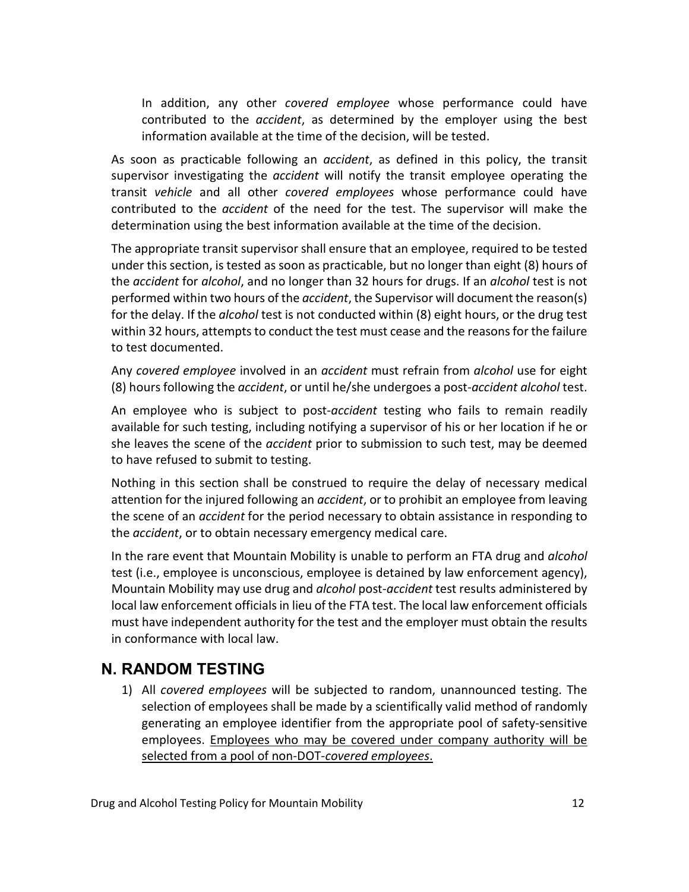In addition, any other *covered employee* whose performance could have contributed to the *accident*, as determined by the employer using the best information available at the time of the decision, will be tested.

As soon as practicable following an *accident*, as defined in this policy, the transit supervisor investigating the *accident* will notify the transit employee operating the transit *vehicle* and all other *covered employees* whose performance could have contributed to the *accident* of the need for the test. The supervisor will make the determination using the best information available at the time of the decision.

The appropriate transit supervisor shall ensure that an employee, required to be tested under this section, is tested as soon as practicable, but no longer than eight (8) hours of the *accident* for *alcohol*, and no longer than 32 hours for drugs. If an *alcohol* test is not performed within two hours of the *accident*, the Supervisor will document the reason(s) for the delay. If the *alcohol* test is not conducted within (8) eight hours, or the drug test within 32 hours, attempts to conduct the test must cease and the reasons for the failure to test documented.

Any *covered employee* involved in an *accident* must refrain from *alcohol* use for eight (8) hours following the *accident*, or until he/she undergoes a post-*accident alcohol* test.

An employee who is subject to post-*accident* testing who fails to remain readily available for such testing, including notifying a supervisor of his or her location if he or she leaves the scene of the *accident* prior to submission to such test, may be deemed to have refused to submit to testing.

Nothing in this section shall be construed to require the delay of necessary medical attention for the injured following an *accident*, or to prohibit an employee from leaving the scene of an *accident* for the period necessary to obtain assistance in responding to the *accident*, or to obtain necessary emergency medical care.

In the rare event that Mountain Mobility is unable to perform an FTA drug and *alcohol* test (i.e., employee is unconscious, employee is detained by law enforcement agency), Mountain Mobility may use drug and *alcohol* post-*accident* test results administered by local law enforcement officials in lieu of the FTA test. The local law enforcement officials must have independent authority for the test and the employer must obtain the results in conformance with local law.

## N. RANDOM TESTING

1) All *covered employees* will be subjected to random, unannounced testing. The selection of employees shall be made by a scientifically valid method of randomly generating an employee identifier from the appropriate pool of safety-sensitive employees. <u>Employees who may be covered under company authority will be selected from a pool of non-DOT-*covered employees*.</u>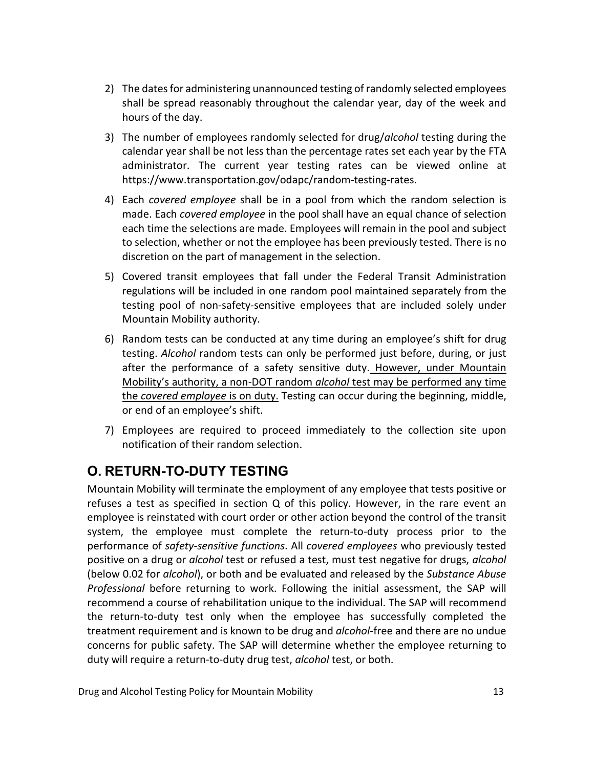2) The dates for administering unannounced testing of randomly selected employees shall be spread reasonably throughout the calendar year, day of the week and hours of the day.

3) The number of employees randomly selected for drug/*alcohol* testing during the calendar year shall be not less than the percentage rates set each year by the FTA administrator. The current year testing rates can be viewed online at https://www.transportation.gov/odapc/random-testing-rates.

4) Each *covered employee* shall be in a pool from which the random selection is made. Each *covered employee* in the pool shall have an equal chance of selection each time the selections are made. Employees will remain in the pool and subject to selection, whether or not the employee has been previously tested. There is no discretion on the part of management in the selection.

5) Covered transit employees that fall under the Federal Transit Administration regulations will be included in one random pool maintained separately from the testing pool of non-safety-sensitive employees that are included solely under Mountain Mobility authority.

6) Random tests can be conducted at any time during an employee's shift for drug testing. *Alcohol* random tests can only be performed just before, during, or just after the performance of a safety sensitive duty. <u>However, under Mountain Mobility's authority, a non-DOT random *alcohol* test may be performed any time the *covered employee* is on duty.</u> Testing can occur during the beginning, middle, or end of an employee's shift.

7) Employees are required to proceed immediately to the collection site upon notification of their random selection.

## O. RETURN-TO-DUTY TESTING

Mountain Mobility will terminate the employment of any employee that tests positive or refuses a test as specified in section Q of this policy. However, in the rare event an employee is reinstated with court order or other action beyond the control of the transit system, the employee must complete the return-to-duty process prior to the performance of *safety-sensitive functions*. All *covered employees* who previously tested positive on a drug or *alcohol* test or refused a test, must test negative for drugs, *alcohol* (below 0.02 for *alcohol*), or both and be evaluated and released by the *Substance Abuse Professional* before returning to work. Following the initial assessment, the SAP will recommend a course of rehabilitation unique to the individual. The SAP will recommend the return-to-duty test only when the employee has successfully completed the treatment requirement and is known to be drug and *alcohol*-free and there are no undue concerns for public safety. The SAP will determine whether the employee returning to duty will require a return-to-duty drug test, *alcohol* test, or both.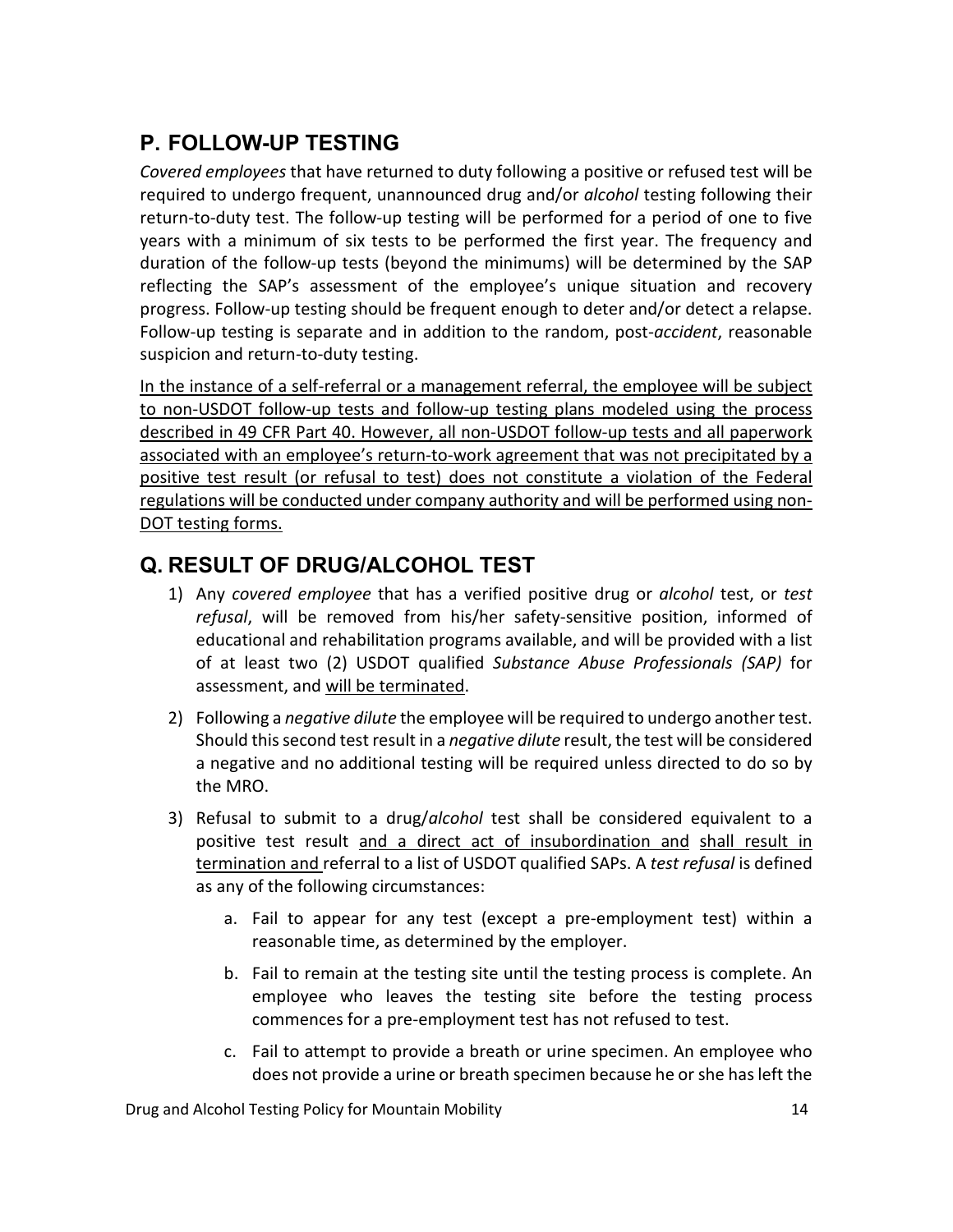## P. FOLLOW-UP TESTING

*Covered employees* that have returned to duty following a positive or refused test will be required to undergo frequent, unannounced drug and/or *alcohol* testing following their return-to-duty test. The follow-up testing will be performed for a period of one to five years with a minimum of six tests to be performed the first year. The frequency and duration of the follow-up tests (beyond the minimums) will be determined by the SAP reflecting the SAP's assessment of the employee's unique situation and recovery progress. Follow-up testing should be frequent enough to deter and/or detect a relapse. Follow-up testing is separate and in addition to the random, post-*accident*, reasonable suspicion and return-to-duty testing.

<u>In the instance of a self-referral or a management referral, the employee will be subject to non-USDOT follow-up tests and follow-up testing plans modeled using the process described in 49 CFR Part 40. However, all non-USDOT follow-up tests and all paperwork associated with an employee's return-to-work agreement that was not precipitated by a positive test result (or refusal to test) does not constitute a violation of the Federal regulations will be conducted under company authority and will be performed using non-DOT testing forms.</u>

## Q. RESULT OF DRUG/ALCOHOL TEST

1) Any *covered employee* that has a verified positive drug or *alcohol* test, or *test refusal*, will be removed from his/her safety-sensitive position, informed of educational and rehabilitation programs available, and will be provided with a list of at least two (2) USDOT qualified *Substance Abuse Professionals (SAP)* for assessment, and <u>will be terminated</u>.

2) Following a *negative dilute* the employee will be required to undergo another test. Should this second test result in a *negative dilute* result, the test will be considered a negative and no additional testing will be required unless directed to do so by the MRO.

3) Refusal to submit to a drug/*alcohol* test shall be considered equivalent to a positive test result <u>and a direct act of insubordination and</u> <u>shall result in termination and</u> referral to a list of USDOT qualified SAPs. A *test refusal* is defined as any of the following circumstances:

   a. Fail to appear for any test (except a pre-employment test) within a reasonable time, as determined by the employer.

   b. Fail to remain at the testing site until the testing process is complete. An employee who leaves the testing site before the testing process commences for a pre-employment test has not refused to test.

   c. Fail to attempt to provide a breath or urine specimen. An employee who does not provide a urine or breath specimen because he or she has left the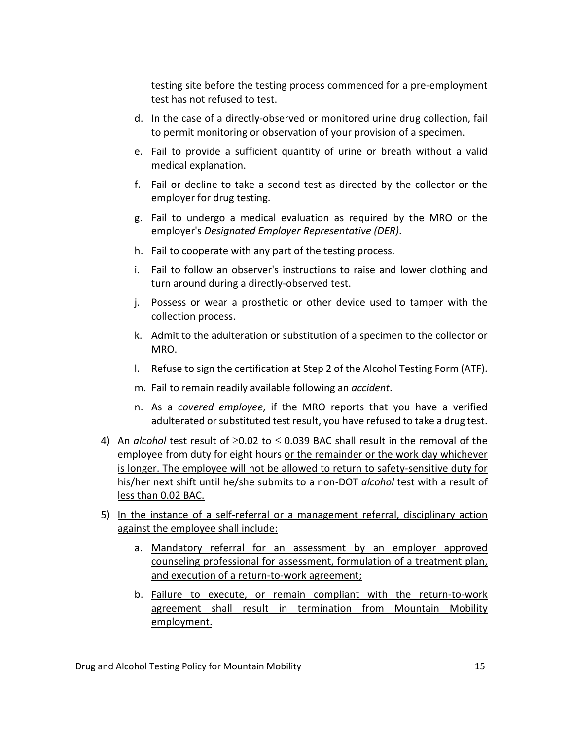testing site before the testing process commenced for a pre-employment test has not refused to test.

d. In the case of a directly-observed or monitored urine drug collection, fail to permit monitoring or observation of your provision of a specimen.

e. Fail to provide a sufficient quantity of urine or breath without a valid medical explanation.

f. Fail or decline to take a second test as directed by the collector or the employer for drug testing.

g. Fail to undergo a medical evaluation as required by the MRO or the employer's *Designated Employer Representative (DER)*.

h. Fail to cooperate with any part of the testing process.

i. Fail to follow an observer's instructions to raise and lower clothing and turn around during a directly-observed test.

j. Possess or wear a prosthetic or other device used to tamper with the collection process.

k. Admit to the adulteration or substitution of a specimen to the collector or MRO.

l. Refuse to sign the certification at Step 2 of the Alcohol Testing Form (ATF).

m. Fail to remain readily available following an *accident*.

n. As a *covered employee*, if the MRO reports that you have a verified adulterated or substituted test result, you have refused to take a drug test.

4) An *alcohol* test result of $\geq$0.02 to $\leq$ 0.039 BAC shall result in the removal of the employee from duty for eight hours <u>or the remainder or the work day whichever is longer. The employee will not be allowed to return to safety-sensitive duty for his/her next shift until he/she submits to a non-DOT *alcohol* test with a result of less than 0.02 BAC.</u>

5) <u>In the instance of a self-referral or a management referral, disciplinary action against the employee shall include:</u>

   a. <u>Mandatory referral for an assessment by an employer approved counseling professional for assessment, formulation of a treatment plan, and execution of a return-to-work agreement;</u>

   b. <u>Failure to execute, or remain compliant with the return-to-work agreement shall result in termination from Mountain Mobility employment.</u>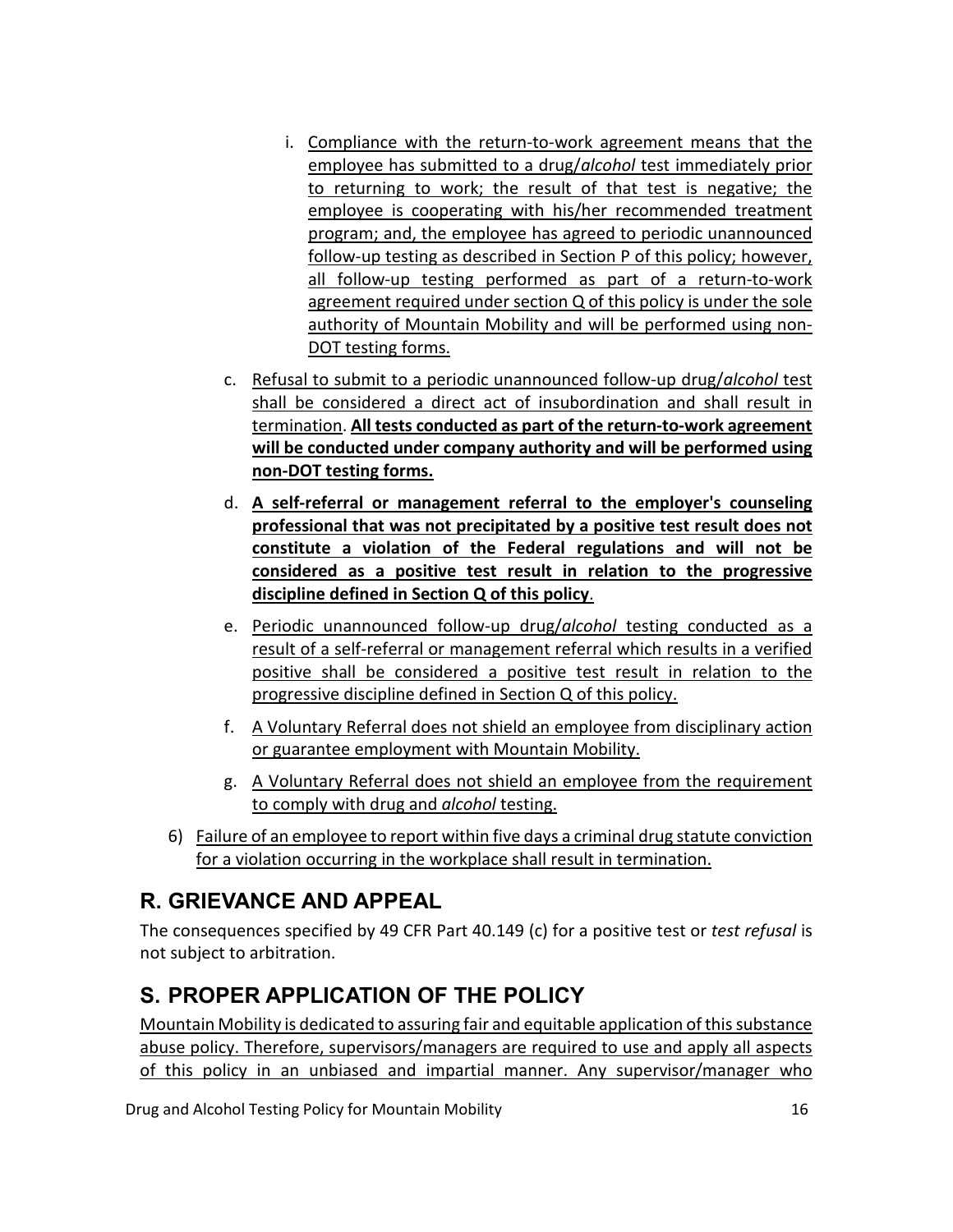i. Compliance with the return-to-work agreement means that the employee has submitted to a drug/*alcohol* test immediately prior to returning to work; the result of that test is negative; the employee is cooperating with his/her recommended treatment program; and, the employee has agreed to periodic unannounced follow-up testing as described in Section P of this policy; however, all follow-up testing performed as part of a return-to-work agreement required under section Q of this policy is under the sole authority of Mountain Mobility and will be performed using non-DOT testing forms.

c. Refusal to submit to a periodic unannounced follow-up drug/*alcohol* test shall be considered a direct act of insubordination and shall result in termination. **All tests conducted as part of the return-to-work agreement will be conducted under company authority and will be performed using non-DOT testing forms.**

d. **A self-referral or management referral to the employer's counseling professional that was not precipitated by a positive test result does not constitute a violation of the Federal regulations and will not be considered as a positive test result in relation to the progressive discipline defined in Section Q of this policy**.

e. Periodic unannounced follow-up drug/*alcohol* testing conducted as a result of a self-referral or management referral which results in a verified positive shall be considered a positive test result in relation to the progressive discipline defined in Section Q of this policy.

f. A Voluntary Referral does not shield an employee from disciplinary action or guarantee employment with Mountain Mobility.

g. A Voluntary Referral does not shield an employee from the requirement to comply with drug and *alcohol* testing.

6) Failure of an employee to report within five days a criminal drug statute conviction for a violation occurring in the workplace shall result in termination.

## R. GRIEVANCE AND APPEAL

The consequences specified by 49 CFR Part 40.149 (c) for a positive test or *test refusal* is not subject to arbitration.

## S. PROPER APPLICATION OF THE POLICY

Mountain Mobility is dedicated to assuring fair and equitable application of this substance abuse policy. Therefore, supervisors/managers are required to use and apply all aspects of this policy in an unbiased and impartial manner. Any supervisor/manager who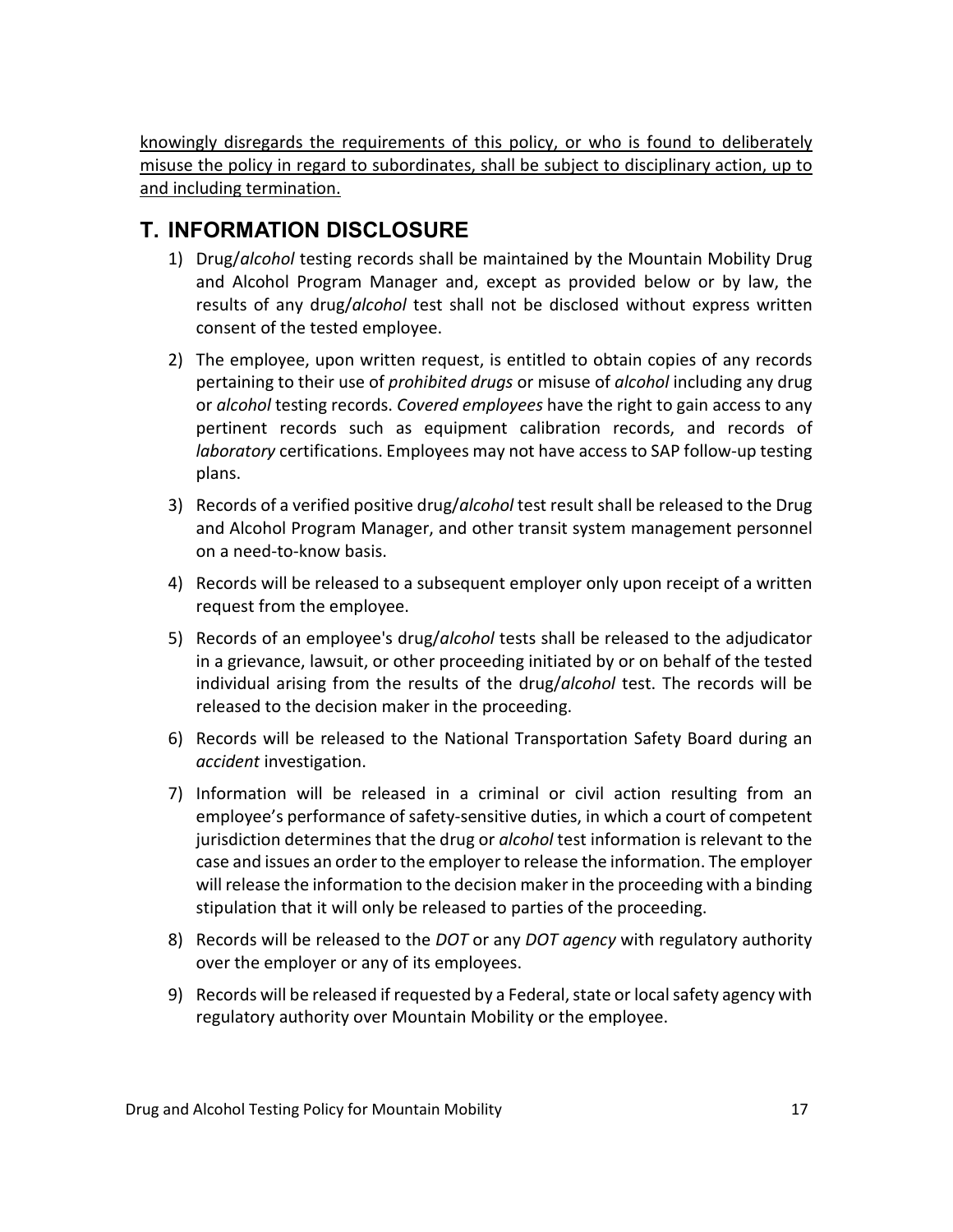knowingly disregards the requirements of this policy, or who is found to deliberately misuse the policy in regard to subordinates, shall be subject to disciplinary action, up to and including termination.

## T. INFORMATION DISCLOSURE

1) Drug/*alcohol* testing records shall be maintained by the Mountain Mobility Drug and Alcohol Program Manager and, except as provided below or by law, the results of any drug/*alcohol* test shall not be disclosed without express written consent of the tested employee.

2) The employee, upon written request, is entitled to obtain copies of any records pertaining to their use of *prohibited drugs* or misuse of *alcohol* including any drug or *alcohol* testing records. *Covered employees* have the right to gain access to any pertinent records such as equipment calibration records, and records of *laboratory* certifications. Employees may not have access to SAP follow-up testing plans.

3) Records of a verified positive drug/*alcohol* test result shall be released to the Drug and Alcohol Program Manager, and other transit system management personnel on a need-to-know basis.

4) Records will be released to a subsequent employer only upon receipt of a written request from the employee.

5) Records of an employee's drug/*alcohol* tests shall be released to the adjudicator in a grievance, lawsuit, or other proceeding initiated by or on behalf of the tested individual arising from the results of the drug/*alcohol* test. The records will be released to the decision maker in the proceeding.

6) Records will be released to the National Transportation Safety Board during an *accident* investigation.

7) Information will be released in a criminal or civil action resulting from an employee's performance of safety-sensitive duties, in which a court of competent jurisdiction determines that the drug or *alcohol* test information is relevant to the case and issues an order to the employer to release the information. The employer will release the information to the decision maker in the proceeding with a binding stipulation that it will only be released to parties of the proceeding.

8) Records will be released to the *DOT* or any *DOT agency* with regulatory authority over the employer or any of its employees.

9) Records will be released if requested by a Federal, state or local safety agency with regulatory authority over Mountain Mobility or the employee.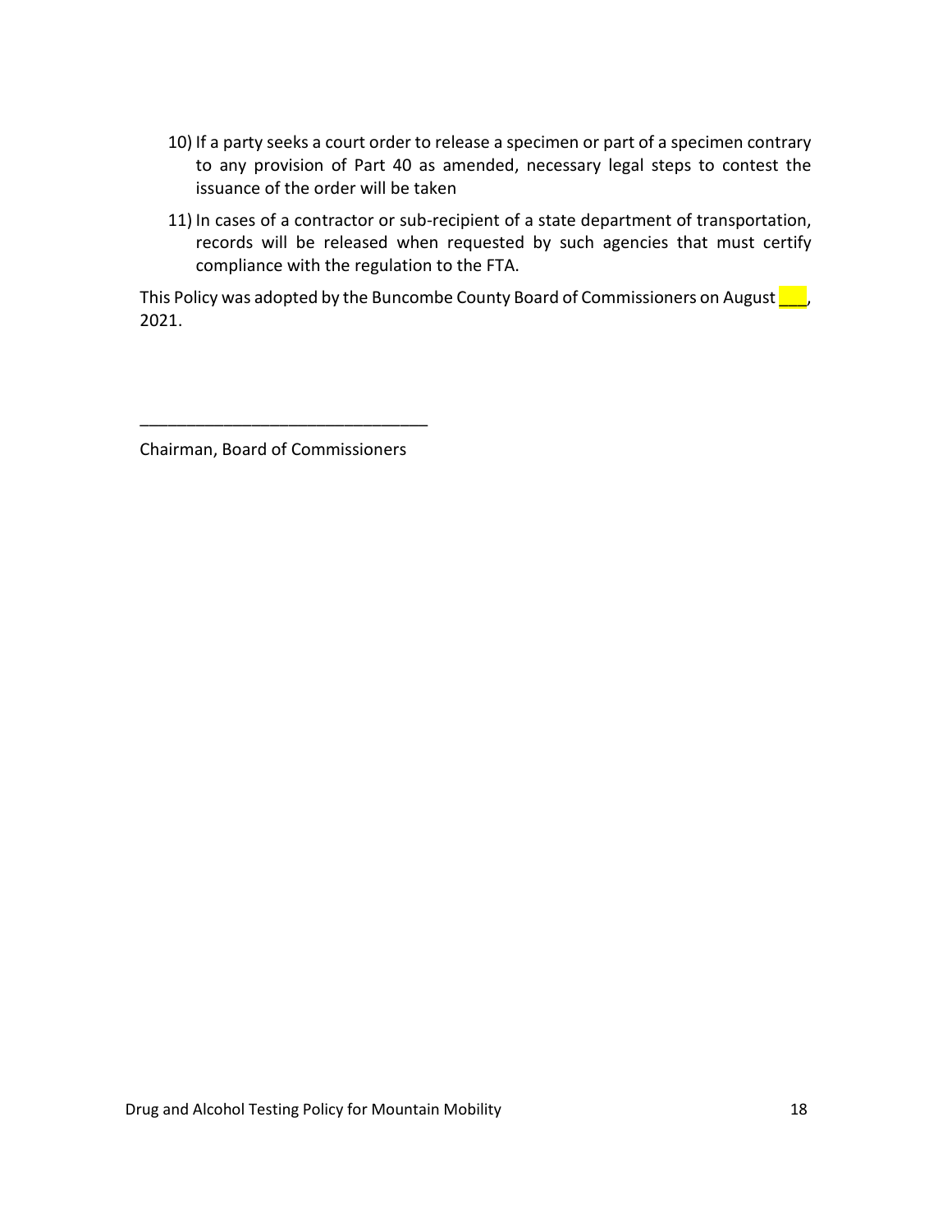10) If a party seeks a court order to release a specimen or part of a specimen contrary to any provision of Part 40 as amended, necessary legal steps to contest the issuance of the order will be taken

11) In cases of a contractor or sub-recipient of a state department of transportation, records will be released when requested by such agencies that must certify compliance with the regulation to the FTA.

This Policy was adopted by the Buncombe County Board of Commissioners on August ___, 2021.

______________________________

Chairman, Board of Commissioners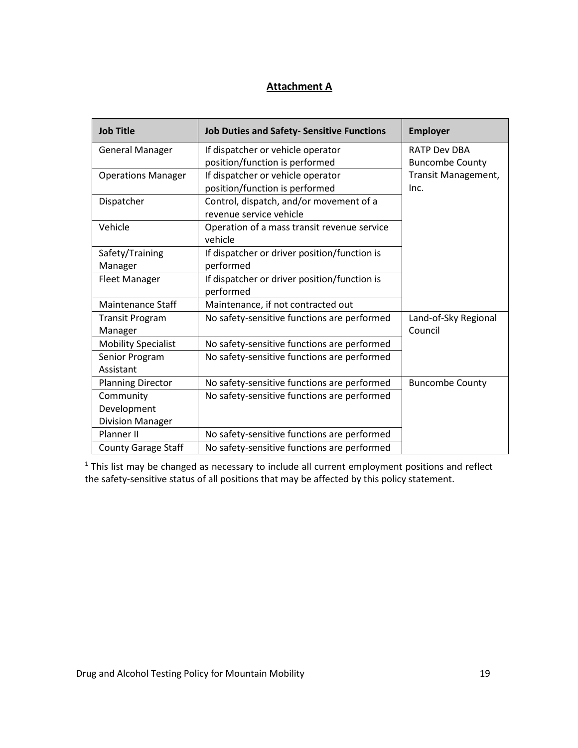# Attachment A

| Job Title | Job Duties and Safety- Sensitive Functions | Employer |
|---|---|---|
| General Manager | If dispatcher or vehicle operator position/function is performed | RATP Dev DBA Buncombe County Transit Management, Inc. |
| Operations Manager | If dispatcher or vehicle operator position/function is performed | |
| Dispatcher | Control, dispatch, and/or movement of a revenue service vehicle | |
| Vehicle | Operation of a mass transit revenue service vehicle | |
| Safety/Training Manager | If dispatcher or driver position/function is performed | |
| Fleet Manager | If dispatcher or driver position/function is performed | |
| Maintenance Staff | Maintenance, if not contracted out | |
| Transit Program Manager | No safety-sensitive functions are performed | Land-of-Sky Regional Council |
| Mobility Specialist | No safety-sensitive functions are performed | |
| Senior Program Assistant | No safety-sensitive functions are performed | |
| Planning Director | No safety-sensitive functions are performed | Buncombe County |
| Community Development Division Manager | No safety-sensitive functions are performed | |
| Planner II | No safety-sensitive functions are performed | |
| County Garage Staff | No safety-sensitive functions are performed | |

[1] This list may be changed as necessary to include all current employment positions and reflect the safety-sensitive status of all positions that may be affected by this policy statement.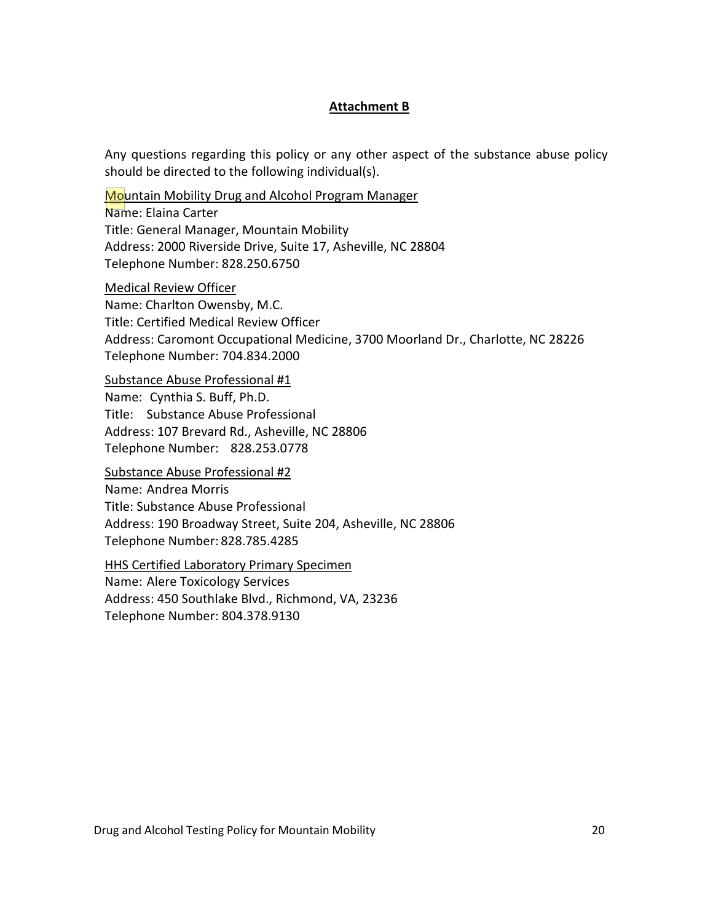## Attachment B

Any questions regarding this policy or any other aspect of the substance abuse policy should be directed to the following individual(s).

Mountain Mobility Drug and Alcohol Program Manager
Name: Elaina Carter
Title: General Manager, Mountain Mobility
Address: 2000 Riverside Drive, Suite 17, Asheville, NC 28804
Telephone Number: 828.250.6750

Medical Review Officer
Name: Charlton Owensby, M.C.
Title: Certified Medical Review Officer
Address: Caromont Occupational Medicine, 3700 Moorland Dr., Charlotte, NC 28226
Telephone Number: 704.834.2000

Substance Abuse Professional #1
Name: Cynthia S. Buff, Ph.D.
Title: Substance Abuse Professional
Address: 107 Brevard Rd., Asheville, NC 28806
Telephone Number: 828.253.0778

Substance Abuse Professional #2
Name: Andrea Morris
Title: Substance Abuse Professional
Address: 190 Broadway Street, Suite 204, Asheville, NC 28806
Telephone Number: 828.785.4285

HHS Certified Laboratory Primary Specimen
Name: Alere Toxicology Services
Address: 450 Southlake Blvd., Richmond, VA, 23236
Telephone Number: 804.378.9130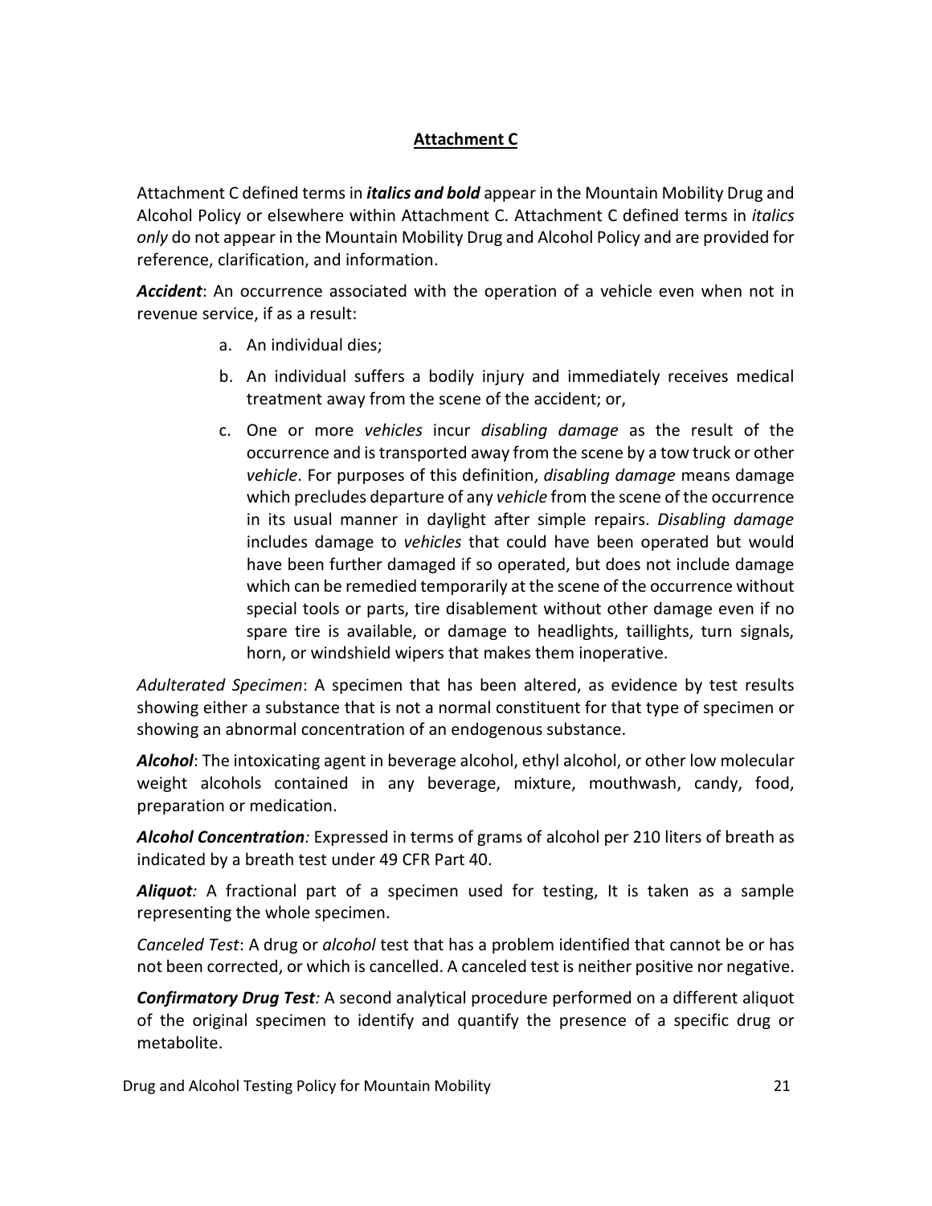## **Attachment C**

Attachment C defined terms in ***italics and bold*** appear in the Mountain Mobility Drug and Alcohol Policy or elsewhere within Attachment C. Attachment C defined terms in *italics only* do not appear in the Mountain Mobility Drug and Alcohol Policy and are provided for reference, clarification, and information.

***Accident***: An occurrence associated with the operation of a vehicle even when not in revenue service, if as a result:

a. An individual dies;

b. An individual suffers a bodily injury and immediately receives medical treatment away from the scene of the accident; or,

c. One or more *vehicles* incur *disabling damage* as the result of the occurrence and is transported away from the scene by a tow truck or other *vehicle*. For purposes of this definition, *disabling damage* means damage which precludes departure of any *vehicle* from the scene of the occurrence in its usual manner in daylight after simple repairs. *Disabling damage* includes damage to *vehicles* that could have been operated but would have been further damaged if so operated, but does not include damage which can be remedied temporarily at the scene of the occurrence without special tools or parts, tire disablement without other damage even if no spare tire is available, or damage to headlights, taillights, turn signals, horn, or windshield wipers that makes them inoperative.

*Adulterated Specimen*: A specimen that has been altered, as evidence by test results showing either a substance that is not a normal constituent for that type of specimen or showing an abnormal concentration of an endogenous substance.

***Alcohol***: The intoxicating agent in beverage alcohol, ethyl alcohol, or other low molecular weight alcohols contained in any beverage, mixture, mouthwash, candy, food, preparation or medication.

***Alcohol Concentration****:* Expressed in terms of grams of alcohol per 210 liters of breath as indicated by a breath test under 49 CFR Part 40.

***Aliquot****:* A fractional part of a specimen used for testing, It is taken as a sample representing the whole specimen.

*Canceled Test*: A drug or *alcohol* test that has a problem identified that cannot be or has not been corrected, or which is cancelled. A canceled test is neither positive nor negative.

***Confirmatory Drug Test****:* A second analytical procedure performed on a different aliquot of the original specimen to identify and quantify the presence of a specific drug or metabolite.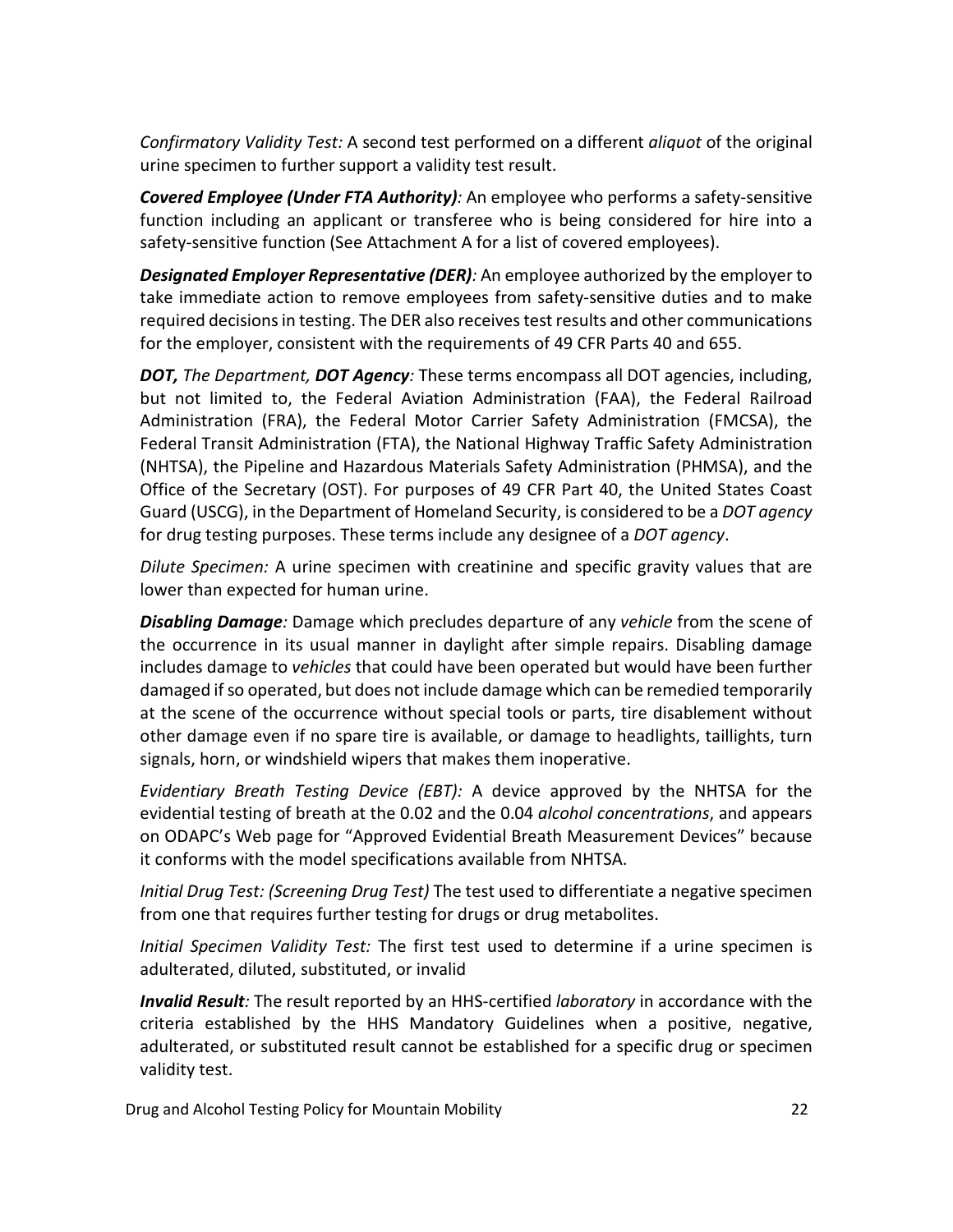*Confirmatory Validity Test:* A second test performed on a different *aliquot* of the original urine specimen to further support a validity test result.

***Covered Employee (Under FTA Authority)*:** An employee who performs a safety-sensitive function including an applicant or transferee who is being considered for hire into a safety-sensitive function (See Attachment A for a list of covered employees).

***Designated Employer Representative (DER)*:** An employee authorized by the employer to take immediate action to remove employees from safety-sensitive duties and to make required decisions in testing. The DER also receives test results and other communications for the employer, consistent with the requirements of 49 CFR Parts 40 and 655.

***DOT,** The Department, **DOT Agency*:** These terms encompass all DOT agencies, including, but not limited to, the Federal Aviation Administration (FAA), the Federal Railroad Administration (FRA), the Federal Motor Carrier Safety Administration (FMCSA), the Federal Transit Administration (FTA), the National Highway Traffic Safety Administration (NHTSA), the Pipeline and Hazardous Materials Safety Administration (PHMSA), and the Office of the Secretary (OST). For purposes of 49 CFR Part 40, the United States Coast Guard (USCG), in the Department of Homeland Security, is considered to be a *DOT agency* for drug testing purposes. These terms include any designee of a *DOT agency*.

*Dilute Specimen:* A urine specimen with creatinine and specific gravity values that are lower than expected for human urine.

***Disabling Damage*:** Damage which precludes departure of any *vehicle* from the scene of the occurrence in its usual manner in daylight after simple repairs. Disabling damage includes damage to *vehicles* that could have been operated but would have been further damaged if so operated, but does not include damage which can be remedied temporarily at the scene of the occurrence without special tools or parts, tire disablement without other damage even if no spare tire is available, or damage to headlights, taillights, turn signals, horn, or windshield wipers that makes them inoperative.

*Evidentiary Breath Testing Device (EBT):* A device approved by the NHTSA for the evidential testing of breath at the 0.02 and the 0.04 *alcohol concentrations*, and appears on ODAPC's Web page for "Approved Evidential Breath Measurement Devices" because it conforms with the model specifications available from NHTSA.

*Initial Drug Test: (Screening Drug Test)* The test used to differentiate a negative specimen from one that requires further testing for drugs or drug metabolites.

*Initial Specimen Validity Test:* The first test used to determine if a urine specimen is adulterated, diluted, substituted, or invalid

***Invalid Result*:** The result reported by an HHS-certified *laboratory* in accordance with the criteria established by the HHS Mandatory Guidelines when a positive, negative, adulterated, or substituted result cannot be established for a specific drug or specimen validity test.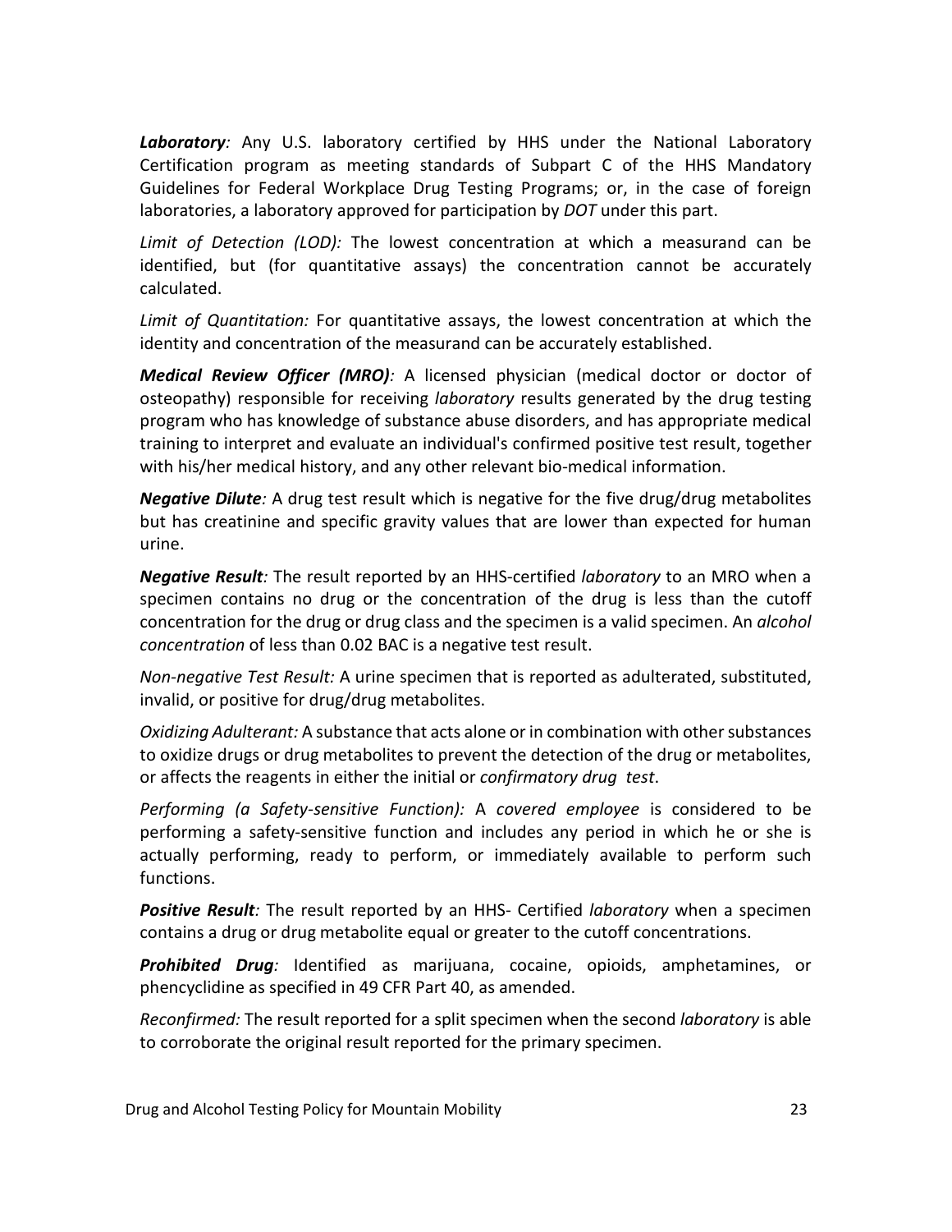***Laboratory**:* Any U.S. laboratory certified by HHS under the National Laboratory Certification program as meeting standards of Subpart C of the HHS Mandatory Guidelines for Federal Workplace Drug Testing Programs; or, in the case of foreign laboratories, a laboratory approved for participation by *DOT* under this part.

*Limit of Detection (LOD):* The lowest concentration at which a measurand can be identified, but (for quantitative assays) the concentration cannot be accurately calculated.

*Limit of Quantitation:* For quantitative assays, the lowest concentration at which the identity and concentration of the measurand can be accurately established.

***Medical Review Officer (MRO)**:* A licensed physician (medical doctor or doctor of osteopathy) responsible for receiving *laboratory* results generated by the drug testing program who has knowledge of substance abuse disorders, and has appropriate medical training to interpret and evaluate an individual's confirmed positive test result, together with his/her medical history, and any other relevant bio-medical information.

***Negative Dilute**:* A drug test result which is negative for the five drug/drug metabolites but has creatinine and specific gravity values that are lower than expected for human urine.

***Negative Result**:* The result reported by an HHS-certified *laboratory* to an MRO when a specimen contains no drug or the concentration of the drug is less than the cutoff concentration for the drug or drug class and the specimen is a valid specimen. An *alcohol concentration* of less than 0.02 BAC is a negative test result.

*Non-negative Test Result:* A urine specimen that is reported as adulterated, substituted, invalid, or positive for drug/drug metabolites.

*Oxidizing Adulterant:* A substance that acts alone or in combination with other substances to oxidize drugs or drug metabolites to prevent the detection of the drug or metabolites, or affects the reagents in either the initial or *confirmatory drug test*.

*Performing (a Safety-sensitive Function):* A *covered employee* is considered to be performing a safety-sensitive function and includes any period in which he or she is actually performing, ready to perform, or immediately available to perform such functions.

***Positive Result**:* The result reported by an HHS- Certified *laboratory* when a specimen contains a drug or drug metabolite equal or greater to the cutoff concentrations.

***Prohibited Drug**:* Identified as marijuana, cocaine, opioids, amphetamines, or phencyclidine as specified in 49 CFR Part 40, as amended.

*Reconfirmed:* The result reported for a split specimen when the second *laboratory* is able to corroborate the original result reported for the primary specimen.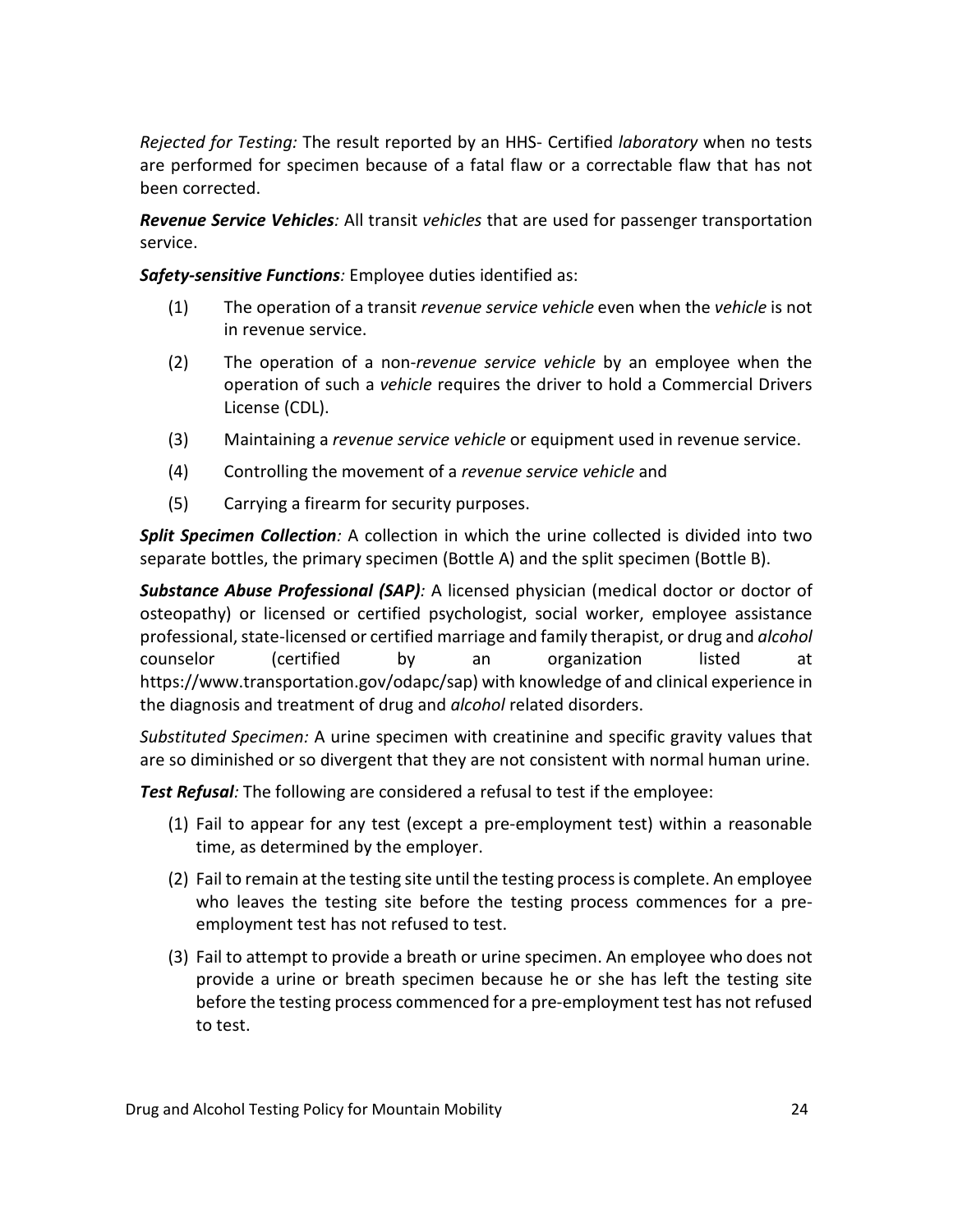*Rejected for Testing:* The result reported by an HHS- Certified *laboratory* when no tests are performed for specimen because of a fatal flaw or a correctable flaw that has not been corrected.

***Revenue Service Vehicles**:* All transit *vehicles* that are used for passenger transportation service.

***Safety-sensitive Functions**:* Employee duties identified as:

(1) The operation of a transit *revenue service vehicle* even when the *vehicle* is not in revenue service.

(2) The operation of a non-*revenue service vehicle* by an employee when the operation of such a *vehicle* requires the driver to hold a Commercial Drivers License (CDL).

(3) Maintaining a *revenue service vehicle* or equipment used in revenue service.

(4) Controlling the movement of a *revenue service vehicle* and

(5) Carrying a firearm for security purposes.

***Split Specimen Collection**:* A collection in which the urine collected is divided into two separate bottles, the primary specimen (Bottle A) and the split specimen (Bottle B).

***Substance Abuse Professional (SAP)**:* A licensed physician (medical doctor or doctor of osteopathy) or licensed or certified psychologist, social worker, employee assistance professional, state-licensed or certified marriage and family therapist, or drug and *alcohol* counselor (certified by an organization listed at https://www.transportation.gov/odapc/sap) with knowledge of and clinical experience in the diagnosis and treatment of drug and *alcohol* related disorders.

*Substituted Specimen:* A urine specimen with creatinine and specific gravity values that are so diminished or so divergent that they are not consistent with normal human urine.

***Test Refusal**:* The following are considered a refusal to test if the employee:

1. Fail to appear for any test (except a pre-employment test) within a reasonable time, as determined by the employer.
2. Fail to remain at the testing site until the testing process is complete. An employee who leaves the testing site before the testing process commences for a pre-employment test has not refused to test.
3. Fail to attempt to provide a breath or urine specimen. An employee who does not provide a urine or breath specimen because he or she has left the testing site before the testing process commenced for a pre-employment test has not refused to test.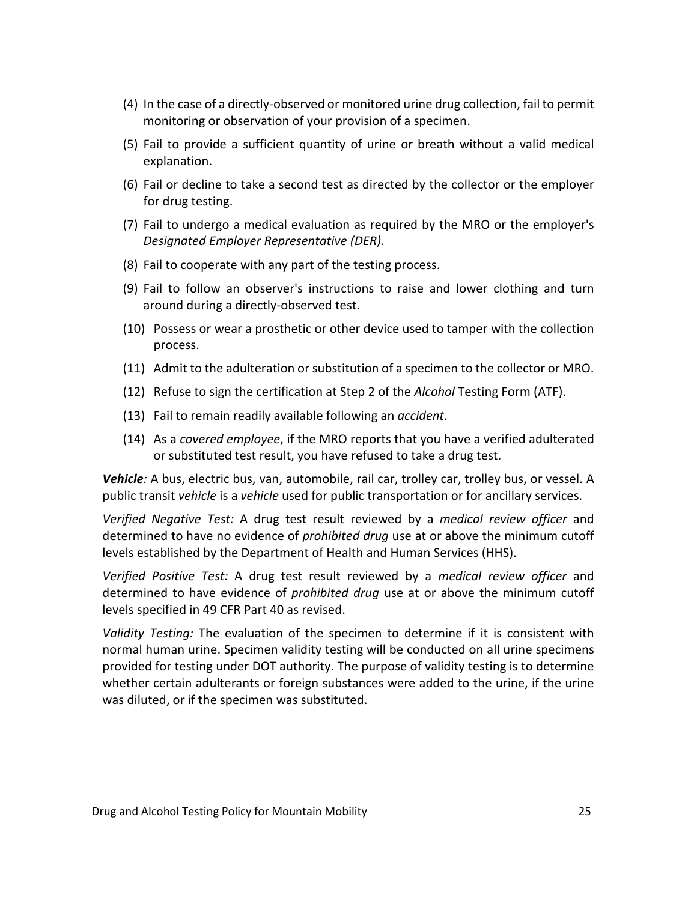(4) In the case of a directly-observed or monitored urine drug collection, fail to permit monitoring or observation of your provision of a specimen.

(5) Fail to provide a sufficient quantity of urine or breath without a valid medical explanation.

(6) Fail or decline to take a second test as directed by the collector or the employer for drug testing.

(7) Fail to undergo a medical evaluation as required by the MRO or the employer's *Designated Employer Representative (DER)*.

(8) Fail to cooperate with any part of the testing process.

(9) Fail to follow an observer's instructions to raise and lower clothing and turn around during a directly-observed test.

(10) Possess or wear a prosthetic or other device used to tamper with the collection process.

(11) Admit to the adulteration or substitution of a specimen to the collector or MRO.

(12) Refuse to sign the certification at Step 2 of the *Alcohol* Testing Form (ATF).

(13) Fail to remain readily available following an *accident*.

(14) As a *covered employee*, if the MRO reports that you have a verified adulterated or substituted test result, you have refused to take a drug test.

***Vehicle****:* A bus, electric bus, van, automobile, rail car, trolley car, trolley bus, or vessel. A public transit *vehicle* is a *vehicle* used for public transportation or for ancillary services.

*Verified Negative Test:* A drug test result reviewed by a *medical review officer* and determined to have no evidence of *prohibited drug* use at or above the minimum cutoff levels established by the Department of Health and Human Services (HHS).

*Verified Positive Test:* A drug test result reviewed by a *medical review officer* and determined to have evidence of *prohibited drug* use at or above the minimum cutoff levels specified in 49 CFR Part 40 as revised.

*Validity Testing:* The evaluation of the specimen to determine if it is consistent with normal human urine. Specimen validity testing will be conducted on all urine specimens provided for testing under DOT authority. The purpose of validity testing is to determine whether certain adulterants or foreign substances were added to the urine, if the urine was diluted, or if the specimen was substituted.